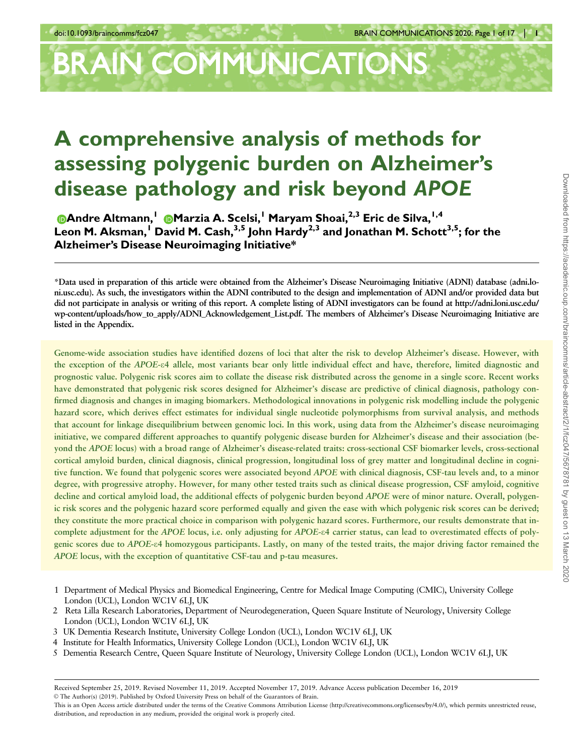# A comprehensive analysis of methods for assessing polygenic burden on Alzheimer's disease pathology and risk beyond *APOE*

**Andre Altmann,[1] Marzia A. Scelsi,[1] Maryam Shoai,[2,3] Eric de Silva,[1,4] Leon M. Aksman,[1] David M. Cash,[3,5] John Hardy[2,3] and Jonathan M. Schott[3,5]; for the Alzheimer's Disease Neuroimaging Initiative***

*Data used in preparation of this article were obtained from the Alzheimer's Disease Neuroimaging Initiative (ADNI) database (adni.loni.usc.edu). As such, the investigators within the ADNI contributed to the design and implementation of ADNI and/or provided data but did not participate in analysis or writing of this report. A complete listing of ADNI investigators can be found at http://adni.loni.usc.edu/wp-content/uploads/how_to_apply/ADNI_Acknowledgement_List.pdf. The members of Alzheimer's Disease Neuroimaging Initiative are listed in the Appendix.

Genome-wide association studies have identified dozens of loci that alter the risk to develop Alzheimer's disease. However, with the exception of the *APOE*-ε4 allele, most variants bear only little individual effect and have, therefore, limited diagnostic and prognostic value. Polygenic risk scores aim to collate the disease risk distributed across the genome in a single score. Recent works have demonstrated that polygenic risk scores designed for Alzheimer's disease are predictive of clinical diagnosis, pathology confirmed diagnosis and changes in imaging biomarkers. Methodological innovations in polygenic risk modelling include the polygenic hazard score, which derives effect estimates for individual single nucleotide polymorphisms from survival analysis, and methods that account for linkage disequilibrium between genomic loci. In this work, using data from the Alzheimer's disease neuroimaging initiative, we compared different approaches to quantify polygenic disease burden for Alzheimer's disease and their association (beyond the *APOE* locus) with a broad range of Alzheimer's disease-related traits: cross-sectional CSF biomarker levels, cross-sectional cortical amyloid burden, clinical diagnosis, clinical progression, longitudinal loss of grey matter and longitudinal decline in cognitive function. We found that polygenic scores were associated beyond *APOE* with clinical diagnosis, CSF-tau levels and, to a minor degree, with progressive atrophy. However, for many other tested traits such as clinical disease progression, CSF amyloid, cognitive decline and cortical amyloid load, the additional effects of polygenic burden beyond *APOE* were of minor nature. Overall, polygenic risk scores and the polygenic hazard score performed equally and given the ease with which polygenic risk scores can be derived; they constitute the more practical choice in comparison with polygenic hazard scores. Furthermore, our results demonstrate that incomplete adjustment for the *APOE* locus, i.e. only adjusting for *APOE*-ε4 carrier status, can lead to overestimated effects of polygenic scores due to *APOE*-ε4 homozygous participants. Lastly, on many of the tested traits, the major driving factor remained the *APOE* locus, with the exception of quantitative CSF-tau and p-tau measures.

1 Department of Medical Physics and Biomedical Engineering, Centre for Medical Image Computing (CMIC), University College London (UCL), London WC1V 6LJ, UK
2 Reta Lilla Research Laboratories, Department of Neurodegeneration, Queen Square Institute of Neurology, University College London (UCL), London WC1V 6LJ, UK
3 UK Dementia Research Institute, University College London (UCL), London WC1V 6LJ, UK
4 Institute for Health Informatics, University College London (UCL), London WC1V 6LJ, UK
5 Dementia Research Centre, Queen Square Institute of Neurology, University College London (UCL), London WC1V 6LJ, UK

Received September 25, 2019. Revised November 11, 2019. Accepted November 17, 2019. Advance Access publication December 16, 2019
© The Author(s) (2019). Published by Oxford University Press on behalf of the Guarantors of Brain.
This is an Open Access article distributed under the terms of the Creative Commons Attribution License (http://creativecommons.org/licenses/by/4.0/), which permits unrestricted reuse, distribution, and reproduction in any medium, provided the original work is properly cited.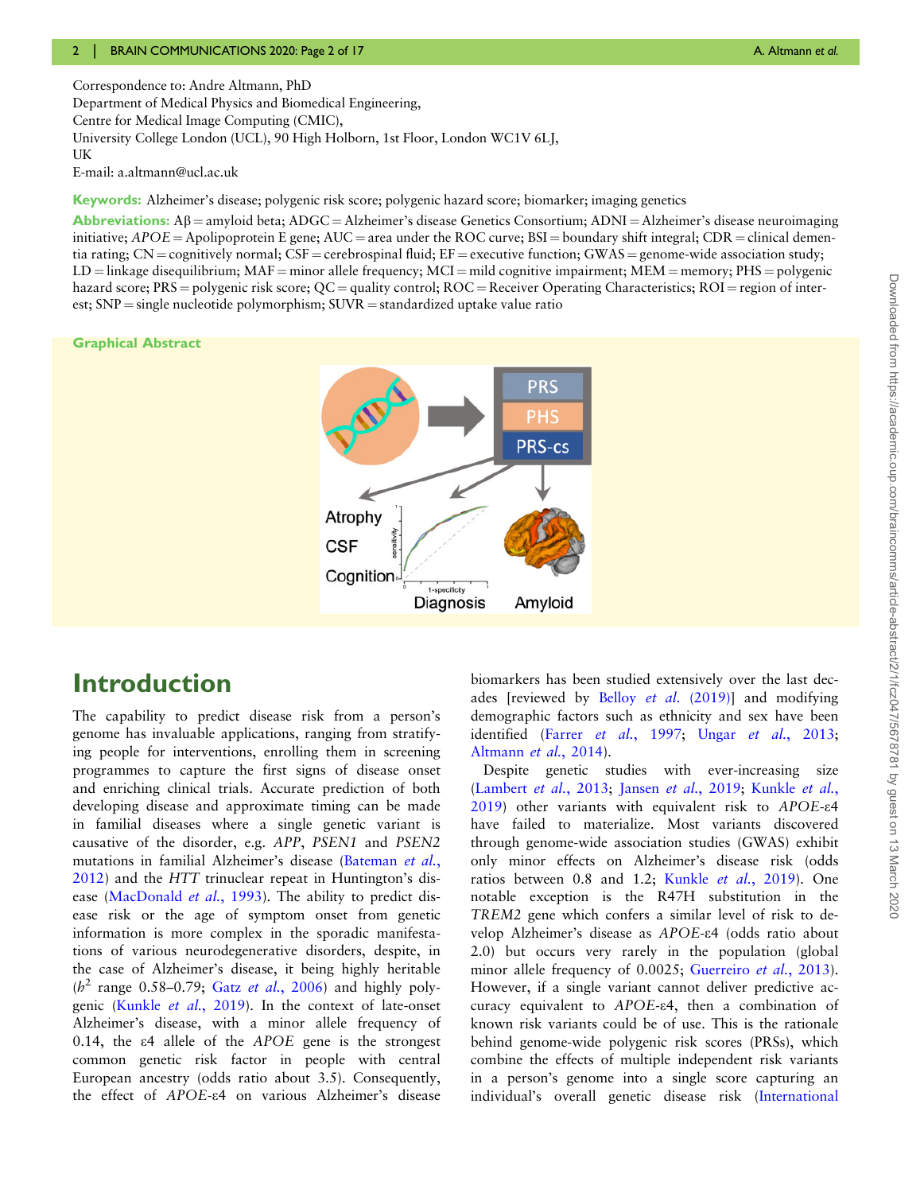Correspondence to: Andre Altmann, PhD
Department of Medical Physics and Biomedical Engineering,
Centre for Medical Image Computing (CMIC),
University College London (UCL), 90 High Holborn, 1st Floor, London WC1V 6LJ,
UK
E-mail: a.altmann@ucl.ac.uk

**Keywords:** Alzheimer's disease; polygenic risk score; polygenic hazard score; biomarker; imaging genetics

**Abbreviations:** Aβ = amyloid beta; ADGC = Alzheimer's disease Genetics Consortium; ADNI = Alzheimer's disease neuroimaging initiative; *APOE* = Apolipoprotein E gene; AUC = area under the ROC curve; BSI = boundary shift integral; CDR = clinical dementia rating; CN = cognitively normal; CSF = cerebrospinal fluid; EF = executive function; GWAS = genome-wide association study; LD = linkage disequilibrium; MAF = minor allele frequency; MCI = mild cognitive impairment; MEM = memory; PHS = polygenic hazard score; PRS = polygenic risk score; QC = quality control; ROC = Receiver Operating Characteristics; ROI = region of interest; SNP = single nucleotide polymorphism; SUVR = standardized uptake value ratio

**Graphical Abstract**

# Introduction

The capability to predict disease risk from a person's genome has invaluable applications, ranging from stratifying people for interventions, enrolling them in screening programmes to capture the first signs of disease onset and enriching clinical trials. Accurate prediction of both developing disease and approximate timing can be made in familial diseases where a single genetic variant is causative of the disorder, e.g. *APP*, *PSEN1* and *PSEN2* mutations in familial Alzheimer's disease (Bateman *et al.*, 2012) and the *HTT* trinuclear repeat in Huntington's disease (MacDonald *et al.*, 1993). The ability to predict disease risk or the age of symptom onset from genetic information is more complex in the sporadic manifestations of various neurodegenerative disorders, despite, in the case of Alzheimer's disease, it being highly heritable ($h^2$ range 0.58–0.79; Gatz *et al.*, 2006) and highly polygenic (Kunkle *et al.*, 2019). In the context of late-onset Alzheimer's disease, with a minor allele frequency of 0.14, the ε4 allele of the *APOE* gene is the strongest common genetic risk factor in people with central European ancestry (odds ratio about 3.5). Consequently, the effect of *APOE*-ε4 on various Alzheimer's disease biomarkers has been studied extensively over the last decades [reviewed by Belloy *et al.* (2019)] and modifying demographic factors such as ethnicity and sex have been identified (Farrer *et al.*, 1997; Ungar *et al.*, 2013; Altmann *et al.*, 2014).

Despite genetic studies with ever-increasing size (Lambert *et al.*, 2013; Jansen *et al.*, 2019; Kunkle *et al.*, 2019) other variants with equivalent risk to *APOE*-ε4 have failed to materialize. Most variants discovered through genome-wide association studies (GWAS) exhibit only minor effects on Alzheimer's disease risk (odds ratios between 0.8 and 1.2; Kunkle *et al.*, 2019). One notable exception is the R47H substitution in the *TREM2* gene which confers a similar level of risk to develop Alzheimer's disease as *APOE*-ε4 (odds ratio about 2.0) but occurs very rarely in the population (global minor allele frequency of 0.0025; Guerreiro *et al.*, 2013). However, if a single variant cannot deliver predictive accuracy equivalent to *APOE*-ε4, then a combination of known risk variants could be of use. This is the rationale behind genome-wide polygenic risk scores (PRSs), which combine the effects of multiple independent risk variants in a person's genome into a single score capturing an individual's overall genetic disease risk (International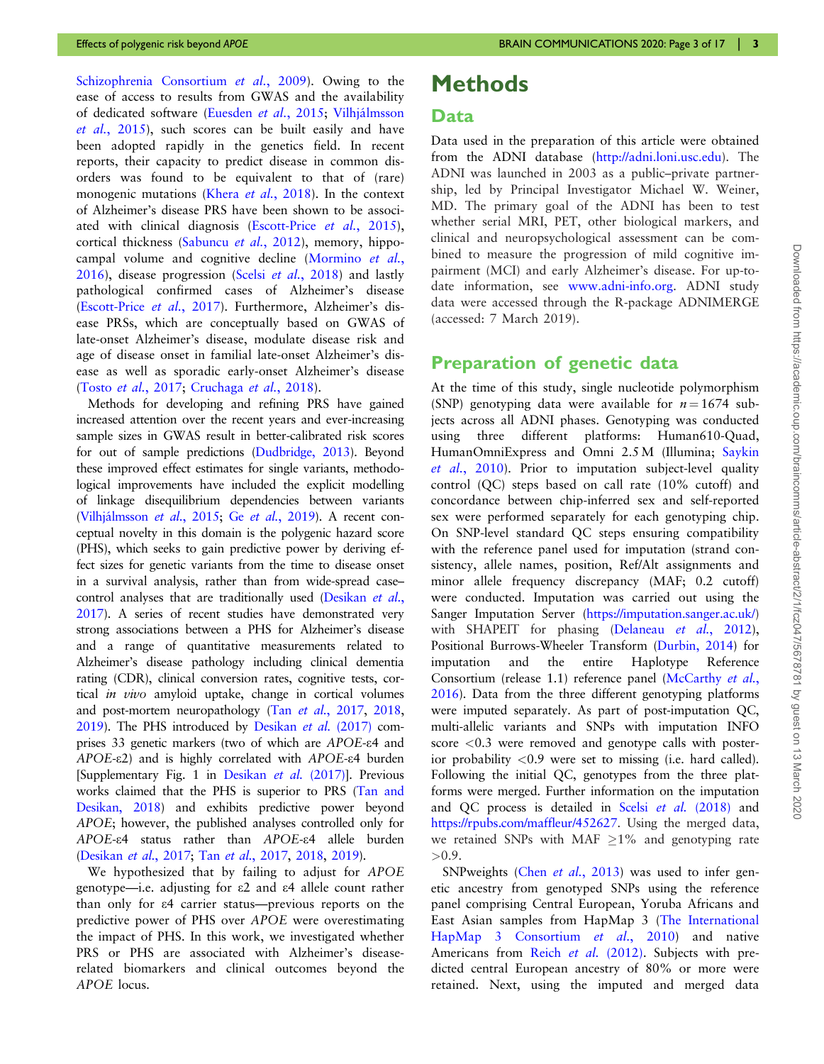Schizophrenia Consortium *et al.*, 2009). Owing to the ease of access to results from GWAS and the availability of dedicated software (Euesden *et al.*, 2015; Vilhjálmsson *et al.*, 2015), such scores can be built easily and have been adopted rapidly in the genetics field. In recent reports, their capacity to predict disease in common disorders was found to be equivalent to that of (rare) monogenic mutations (Khera *et al.*, 2018). In the context of Alzheimer's disease PRS have been shown to be associated with clinical diagnosis (Escott-Price *et al.*, 2015), cortical thickness (Sabuncu *et al.*, 2012), memory, hippocampal volume and cognitive decline (Mormino *et al.*, 2016), disease progression (Scelsi *et al.*, 2018) and lastly pathological confirmed cases of Alzheimer's disease (Escott-Price *et al.*, 2017). Furthermore, Alzheimer's disease PRSs, which are conceptually based on GWAS of late-onset Alzheimer's disease, modulate disease risk and age of disease onset in familial late-onset Alzheimer's disease as well as sporadic early-onset Alzheimer's disease (Tosto *et al.*, 2017; Cruchaga *et al.*, 2018).

Methods for developing and refining PRS have gained increased attention over the recent years and ever-increasing sample sizes in GWAS result in better-calibrated risk scores for out of sample predictions (Dudbridge, 2013). Beyond these improved effect estimates for single variants, methodological improvements have included the explicit modelling of linkage disequilibrium dependencies between variants (Vilhjálmsson *et al.*, 2015; Ge *et al.*, 2019). A recent conceptual novelty in this domain is the polygenic hazard score (PHS), which seeks to gain predictive power by deriving effect sizes for genetic variants from the time to disease onset in a survival analysis, rather than from wide-spread case–control analyses that are traditionally used (Desikan *et al.*, 2017). A series of recent studies have demonstrated very strong associations between a PHS for Alzheimer's disease and a range of quantitative measurements related to Alzheimer's disease pathology including clinical dementia rating (CDR), clinical conversion rates, cognitive tests, cortical *in vivo* amyloid uptake, change in cortical volumes and post-mortem neuropathology (Tan *et al.*, 2017, 2018, 2019). The PHS introduced by Desikan *et al.* (2017) comprises 33 genetic markers (two of which are *APOE*-ε4 and *APOE*-ε2) and is highly correlated with *APOE*-ε4 burden [Supplementary Fig. 1 in Desikan *et al.* (2017)]. Previous works claimed that the PHS is superior to PRS (Tan and Desikan, 2018) and exhibits predictive power beyond *APOE*; however, the published analyses controlled only for *APOE*-ε4 status rather than *APOE*-ε4 allele burden (Desikan *et al.*, 2017; Tan *et al.*, 2017, 2018, 2019).

We hypothesized that by failing to adjust for *APOE* genotype—i.e. adjusting for ε2 and ε4 allele count rather than only for ε4 carrier status—previous reports on the predictive power of PHS over *APOE* were overestimating the impact of PHS. In this work, we investigated whether PRS or PHS are associated with Alzheimer's disease-related biomarkers and clinical outcomes beyond the *APOE* locus.

# Methods

## Data

Data used in the preparation of this article were obtained from the ADNI database (http://adni.loni.usc.edu). The ADNI was launched in 2003 as a public–private partnership, led by Principal Investigator Michael W. Weiner, MD. The primary goal of the ADNI has been to test whether serial MRI, PET, other biological markers, and clinical and neuropsychological assessment can be combined to measure the progression of mild cognitive impairment (MCI) and early Alzheimer's disease. For up-to-date information, see www.adni-info.org. ADNI study data were accessed through the R-package ADNIMERGE (accessed: 7 March 2019).

## Preparation of genetic data

At the time of this study, single nucleotide polymorphism (SNP) genotyping data were available for $n = 1674$ subjects across all ADNI phases. Genotyping was conducted using three different platforms: Human610-Quad, HumanOmniExpress and Omni 2.5 M (Illumina; Saykin *et al.*, 2010). Prior to imputation subject-level quality control (QC) steps based on call rate (10% cutoff) and concordance between chip-inferred sex and self-reported sex were performed separately for each genotyping chip. On SNP-level standard QC steps ensuring compatibility with the reference panel used for imputation (strand consistency, allele names, position, Ref/Alt assignments and minor allele frequency discrepancy (MAF; 0.2 cutoff) were conducted. Imputation was carried out using the Sanger Imputation Server (https://imputation.sanger.ac.uk/) with SHAPEIT for phasing (Delaneau *et al.*, 2012), Positional Burrows-Wheeler Transform (Durbin, 2014) for imputation and the entire Haplotype Reference Consortium (release 1.1) reference panel (McCarthy *et al.*, 2016). Data from the three different genotyping platforms were imputed separately. As part of post-imputation QC, multi-allelic variants and SNPs with imputation INFO score <0.3 were removed and genotype calls with posterior probability <0.9 were set to missing (i.e. hard called). Following the initial QC, genotypes from the three platforms were merged. Further information on the imputation and QC process is detailed in Scelsi *et al.* (2018) and https://rpubs.com/maffleur/452627. Using the merged data, we retained SNPs with MAF ≥1% and genotyping rate >0.9.

SNPweights (Chen *et al.*, 2013) was used to infer genetic ancestry from genotyped SNPs using the reference panel comprising Central European, Yoruba Africans and East Asian samples from HapMap 3 (The International HapMap 3 Consortium *et al.*, 2010) and native Americans from Reich *et al.* (2012). Subjects with predicted central European ancestry of 80% or more were retained. Next, using the imputed and merged data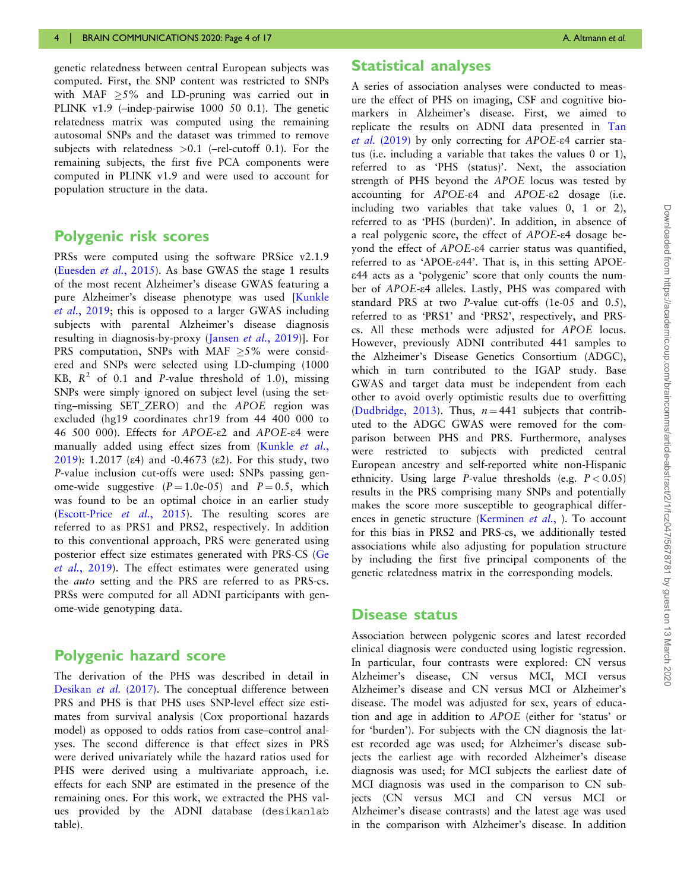genetic relatedness between central European subjects was computed. First, the SNP content was restricted to SNPs with MAF ≥5% and LD-pruning was carried out in PLINK v1.9 (–indep-pairwise 1000 50 0.1). The genetic relatedness matrix was computed using the remaining autosomal SNPs and the dataset was trimmed to remove subjects with relatedness >0.1 (–rel-cutoff 0.1). For the remaining subjects, the first five PCA components were computed in PLINK v1.9 and were used to account for population structure in the data.

## Polygenic risk scores

PRSs were computed using the software PRSice v2.1.9 (Euesden *et al.*, 2015). As base GWAS the stage 1 results of the most recent Alzheimer's disease GWAS featuring a pure Alzheimer's disease phenotype was used [Kunkle *et al.*, 2019; this is opposed to a larger GWAS including subjects with parental Alzheimer's disease diagnosis resulting in diagnosis-by-proxy (Jansen *et al.*, 2019)]. For PRS computation, SNPs with MAF ≥5% were considered and SNPs were selected using LD-clumping (1000 KB, $R^2$ of 0.1 and *P*-value threshold of 1.0), missing SNPs were simply ignored on subject level (using the setting–missing SET_ZERO) and the *APOE* region was excluded (hg19 coordinates chr19 from 44 400 000 to 46 500 000). Effects for *APOE*-ε2 and *APOE*-ε4 were manually added using effect sizes from (Kunkle *et al.*, 2019): 1.2017 (ε4) and -0.4673 (ε2). For this study, two *P*-value inclusion cut-offs were used: SNPs passing genome-wide suggestive ($P = 1.0e\text{-}05$) and $P = 0.5$, which was found to be an optimal choice in an earlier study (Escott-Price *et al.*, 2015). The resulting scores are referred to as PRS1 and PRS2, respectively. In addition to this conventional approach, PRS were generated using posterior effect size estimates generated with PRS-CS (Ge *et al.*, 2019). The effect estimates were generated using the *auto* setting and the PRS are referred to as PRS-cs. PRSs were computed for all ADNI participants with genome-wide genotyping data.

## Polygenic hazard score

The derivation of the PHS was described in detail in Desikan *et al.* (2017). The conceptual difference between PRS and PHS is that PHS uses SNP-level effect size estimates from survival analysis (Cox proportional hazards model) as opposed to odds ratios from case–control analyses. The second difference is that effect sizes in PRS were derived univariately while the hazard ratios used for PHS were derived using a multivariate approach, i.e. effects for each SNP are estimated in the presence of the remaining ones. For this work, we extracted the PHS values provided by the ADNI database (desikanlab table).

## Statistical analyses

A series of association analyses were conducted to measure the effect of PHS on imaging, CSF and cognitive biomarkers in Alzheimer's disease. First, we aimed to replicate the results on ADNI data presented in Tan *et al.* (2019) by only correcting for *APOE*-ε4 carrier status (i.e. including a variable that takes the values 0 or 1), referred to as 'PHS (status)'. Next, the association strength of PHS beyond the *APOE* locus was tested by accounting for *APOE*-ε4 and *APOE*-ε2 dosage (i.e. including two variables that take values 0, 1 or 2), referred to as 'PHS (burden)'. In addition, in absence of a real polygenic score, the effect of *APOE*-ε4 dosage beyond the effect of *APOE*-ε4 carrier status was quantified, referred to as 'APOE-ε44'. That is, in this setting APOE-ε44 acts as a 'polygenic' score that only counts the number of *APOE*-ε4 alleles. Lastly, PHS was compared with standard PRS at two *P*-value cut-offs (1e-05 and 0.5), referred to as 'PRS1' and 'PRS2', respectively, and PRS-cs. All these methods were adjusted for *APOE* locus. However, previously ADNI contributed 441 samples to the Alzheimer's Disease Genetics Consortium (ADGC), which in turn contributed to the IGAP study. Base GWAS and target data must be independent from each other to avoid overly optimistic results due to overfitting (Dudbridge, 2013). Thus, $n = 441$ subjects that contributed to the ADGC GWAS were removed for the comparison between PHS and PRS. Furthermore, analyses were restricted to subjects with predicted central European ancestry and self-reported white non-Hispanic ethnicity. Using large *P*-value thresholds (e.g. $P < 0.05$) results in the PRS comprising many SNPs and potentially makes the score more susceptible to geographical differences in genetic structure (Kerminen *et al.*, ). To account for this bias in PRS2 and PRS-cs, we additionally tested associations while also adjusting for population structure by including the first five principal components of the genetic relatedness matrix in the corresponding models.

## Disease status

Association between polygenic scores and latest recorded clinical diagnosis were conducted using logistic regression. In particular, four contrasts were explored: CN versus Alzheimer's disease, CN versus MCI, MCI versus Alzheimer's disease and CN versus MCI or Alzheimer's disease. The model was adjusted for sex, years of education and age in addition to *APOE* (either for 'status' or for 'burden'). For subjects with the CN diagnosis the latest recorded age was used; for Alzheimer's disease subjects the earliest age with recorded Alzheimer's disease diagnosis was used; for MCI subjects the earliest date of MCI diagnosis was used in the comparison to CN subjects (CN versus MCI and CN versus MCI or Alzheimer's disease contrasts) and the latest age was used in the comparison with Alzheimer's disease. In addition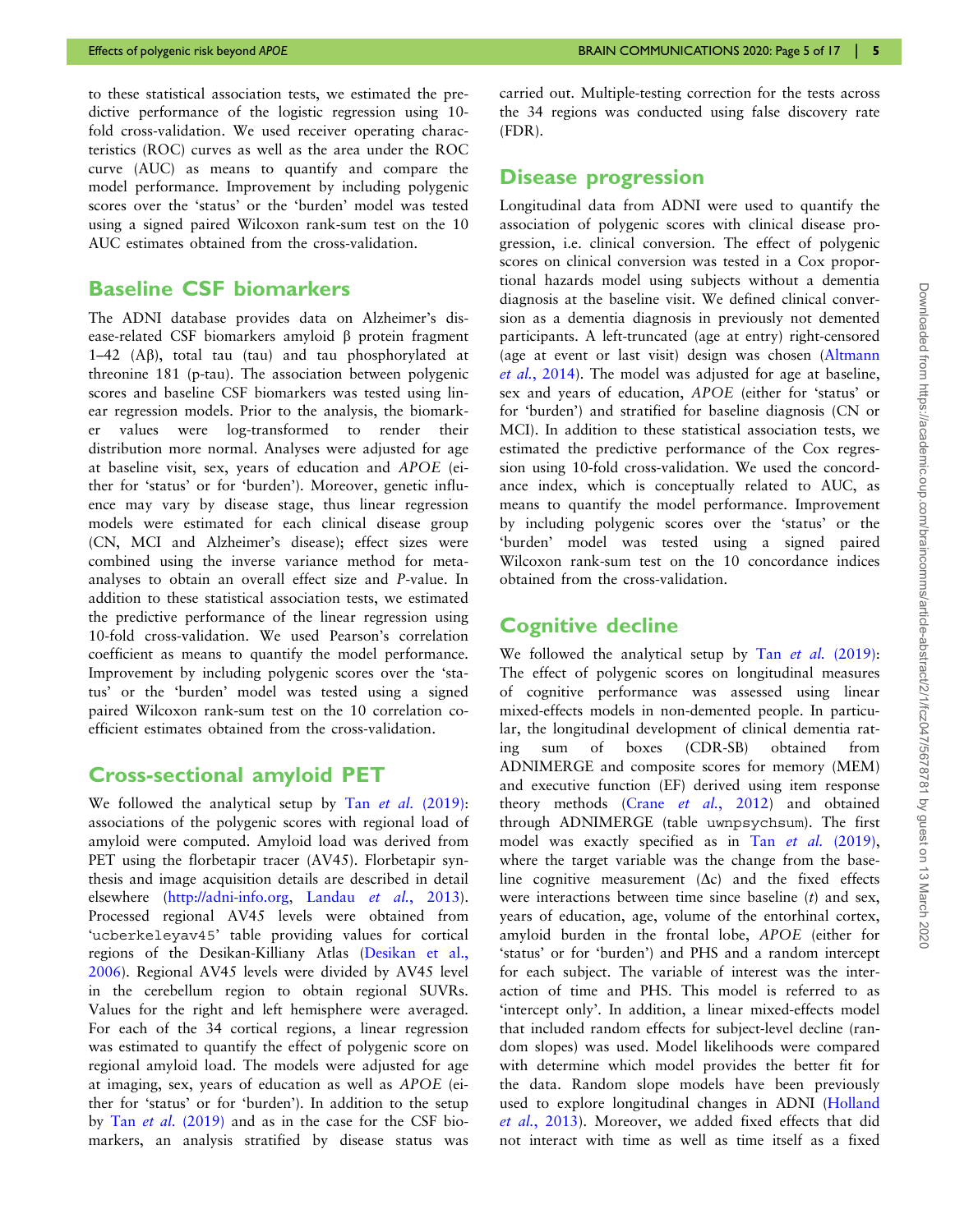to these statistical association tests, we estimated the predictive performance of the logistic regression using 10-fold cross-validation. We used receiver operating characteristics (ROC) curves as well as the area under the ROC curve (AUC) as means to quantify and compare the model performance. Improvement by including polygenic scores over the 'status' or the 'burden' model was tested using a signed paired Wilcoxon rank-sum test on the 10 AUC estimates obtained from the cross-validation.

## Baseline CSF biomarkers

The ADNI database provides data on Alzheimer's disease-related CSF biomarkers amyloid β protein fragment 1–42 (Aβ), total tau (tau) and tau phosphorylated at threonine 181 (p-tau). The association between polygenic scores and baseline CSF biomarkers was tested using linear regression models. Prior to the analysis, the biomarker values were log-transformed to render their distribution more normal. Analyses were adjusted for age at baseline visit, sex, years of education and *APOE* (either for 'status' or for 'burden'). Moreover, genetic influence may vary by disease stage, thus linear regression models were estimated for each clinical disease group (CN, MCI and Alzheimer's disease); effect sizes were combined using the inverse variance method for meta-analyses to obtain an overall effect size and *P*-value. In addition to these statistical association tests, we estimated the predictive performance of the linear regression using 10-fold cross-validation. We used Pearson's correlation coefficient as means to quantify the model performance. Improvement by including polygenic scores over the 'status' or the 'burden' model was tested using a signed paired Wilcoxon rank-sum test on the 10 correlation coefficient estimates obtained from the cross-validation.

## Cross-sectional amyloid PET

We followed the analytical setup by Tan *et al.* (2019): associations of the polygenic scores with regional load of amyloid were computed. Amyloid load was derived from PET using the florbetapir tracer (AV45). Florbetapir synthesis and image acquisition details are described in detail elsewhere (http://adni-info.org, Landau *et al.*, 2013). Processed regional AV45 levels were obtained from 'ucberkeleyav45' table providing values for cortical regions of the Desikan-Killiany Atlas (Desikan et al., 2006). Regional AV45 levels were divided by AV45 level in the cerebellum region to obtain regional SUVRs. Values for the right and left hemisphere were averaged. For each of the 34 cortical regions, a linear regression was estimated to quantify the effect of polygenic score on regional amyloid load. The models were adjusted for age at imaging, sex, years of education as well as *APOE* (either for 'status' or for 'burden'). In addition to the setup by Tan *et al.* (2019) and as in the case for the CSF biomarkers, an analysis stratified by disease status was carried out. Multiple-testing correction for the tests across the 34 regions was conducted using false discovery rate (FDR).

## Disease progression

Longitudinal data from ADNI were used to quantify the association of polygenic scores with clinical disease progression, i.e. clinical conversion. The effect of polygenic scores on clinical conversion was tested in a Cox proportional hazards model using subjects without a dementia diagnosis at the baseline visit. We defined clinical conversion as a dementia diagnosis in previously not demented participants. A left-truncated (age at entry) right-censored (age at event or last visit) design was chosen (Altmann *et al.*, 2014). The model was adjusted for age at baseline, sex and years of education, *APOE* (either for 'status' or for 'burden') and stratified for baseline diagnosis (CN or MCI). In addition to these statistical association tests, we estimated the predictive performance of the Cox regression using 10-fold cross-validation. We used the concordance index, which is conceptually related to AUC, as means to quantify the model performance. Improvement by including polygenic scores over the 'status' or the 'burden' model was tested using a signed paired Wilcoxon rank-sum test on the 10 concordance indices obtained from the cross-validation.

## Cognitive decline

We followed the analytical setup by Tan *et al.* (2019): The effect of polygenic scores on longitudinal measures of cognitive performance was assessed using linear mixed-effects models in non-demented people. In particular, the longitudinal development of clinical dementia rating sum of boxes (CDR-SB) obtained from ADNIMERGE and composite scores for memory (MEM) and executive function (EF) derived using item response theory methods (Crane *et al.*, 2012) and obtained through ADNIMERGE (table `uwnpsychsum`). The first model was exactly specified as in Tan *et al.* (2019), where the target variable was the change from the baseline cognitive measurement ($\Delta c$) and the fixed effects were interactions between time since baseline ($t$) and sex, years of education, age, volume of the entorhinal cortex, amyloid burden in the frontal lobe, *APOE* (either for 'status' or for 'burden') and PHS and a random intercept for each subject. The variable of interest was the interaction of time and PHS. This model is referred to as 'intercept only'. In addition, a linear mixed-effects model that included random effects for subject-level decline (random slopes) was used. Model likelihoods were compared with determine which model provides the better fit for the data. Random slope models have been previously used to explore longitudinal changes in ADNI (Holland *et al.*, 2013). Moreover, we added fixed effects that did not interact with time as well as time itself as a fixed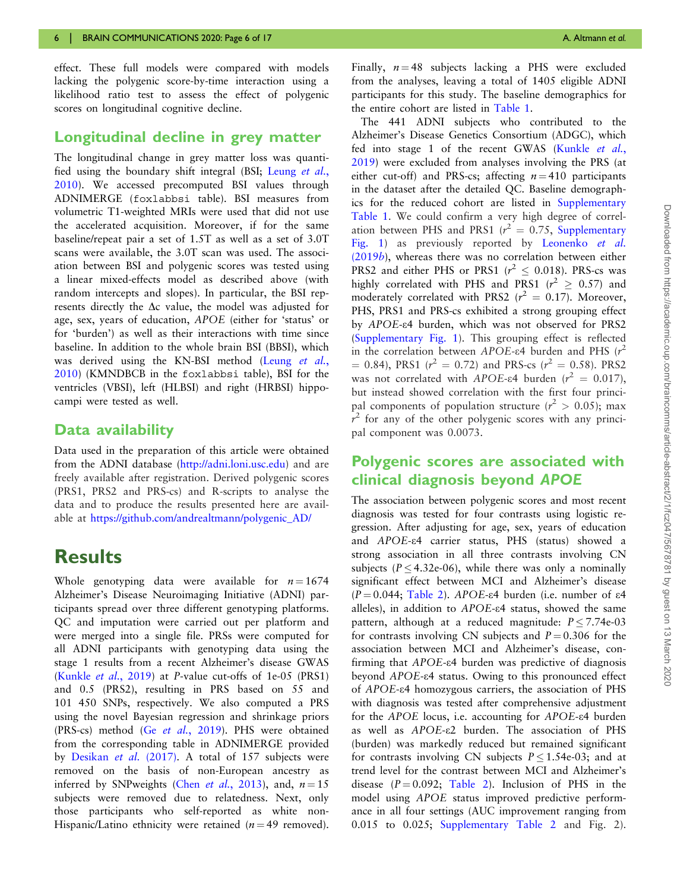effect. These full models were compared with models lacking the polygenic score-by-time interaction using a likelihood ratio test to assess the effect of polygenic scores on longitudinal cognitive decline.

## Longitudinal decline in grey matter

The longitudinal change in grey matter loss was quantified using the boundary shift integral (BSI; Leung *et al.*, 2010). We accessed precomputed BSI values through ADNIMERGE (foxlabbsi table). BSI measures from volumetric T1-weighted MRIs were used that did not use the accelerated acquisition. Moreover, if for the same baseline/repeat pair a set of 1.5T as well as a set of 3.0T scans were available, the 3.0T scan was used. The association between BSI and polygenic scores was tested using a linear mixed-effects model as described above (with random intercepts and slopes). In particular, the BSI represents directly the Δc value, the model was adjusted for age, sex, years of education, *APOE* (either for 'status' or for 'burden') as well as their interactions with time since baseline. In addition to the whole brain BSI (BBSI), which was derived using the KN-BSI method (Leung *et al.*, 2010) (KMNDBCB in the foxlabbsi table), BSI for the ventricles (VBSI), left (HLBSI) and right (HRBSI) hippocampi were tested as well.

## Data availability

Data used in the preparation of this article were obtained from the ADNI database (http://adni.loni.usc.edu) and are freely available after registration. Derived polygenic scores (PRS1, PRS2 and PRS-cs) and R-scripts to analyse the data and to produce the results presented here are available at https://github.com/andrealtmann/polygenic_AD/

# Results

Whole genotyping data were available for $n = 1674$ Alzheimer's Disease Neuroimaging Initiative (ADNI) participants spread over three different genotyping platforms. QC and imputation were carried out per platform and were merged into a single file. PRSs were computed for all ADNI participants with genotyping data using the stage 1 results from a recent Alzheimer's disease GWAS (Kunkle *et al.*, 2019) at *P*-value cut-offs of 1e-05 (PRS1) and 0.5 (PRS2), resulting in PRS based on 55 and 101 450 SNPs, respectively. We also computed a PRS using the novel Bayesian regression and shrinkage priors (PRS-cs) method (Ge *et al.*, 2019). PHS were obtained from the corresponding table in ADNIMERGE provided by Desikan *et al.* (2017). A total of 157 subjects were removed on the basis of non-European ancestry as inferred by SNPweights (Chen *et al.*, 2013), and, $n = 15$ subjects were removed due to relatedness. Next, only those participants who self-reported as white non-Hispanic/Latino ethnicity were retained ($n = 49$ removed). Finally, $n = 48$ subjects lacking a PHS were excluded from the analyses, leaving a total of 1405 eligible ADNI participants for this study. The baseline demographics for the entire cohort are listed in Table 1.

The 441 ADNI subjects who contributed to the Alzheimer's Disease Genetics Consortium (ADGC), which fed into stage 1 of the recent GWAS (Kunkle *et al.*, 2019) were excluded from analyses involving the PRS (at either cut-off) and PRS-cs; affecting $n = 410$ participants in the dataset after the detailed QC. Baseline demographics for the reduced cohort are listed in Supplementary Table 1. We could confirm a very high degree of correlation between PHS and PRS1 ($r^2 = 0.75$, Supplementary Fig. 1) as previously reported by Leonenko *et al.* (2019*b*), whereas there was no correlation between either PRS2 and either PHS or PRS1 ($r^2 \leq 0.018$). PRS-cs was highly correlated with PHS and PRS1 ($r^2 \geq 0.57$) and moderately correlated with PRS2 ($r^2 = 0.17$). Moreover, PHS, PRS1 and PRS-cs exhibited a strong grouping effect by *APOE*-ε4 burden, which was not observed for PRS2 (Supplementary Fig. 1). This grouping effect is reflected in the correlation between *APOE*-ε4 burden and PHS ($r^2 = 0.84$), PRS1 ($r^2 = 0.72$) and PRS-cs ($r^2 = 0.58$). PRS2 was not correlated with *APOE*-ε4 burden ($r^2 = 0.017$), but instead showed correlation with the first four principal components of population structure ($r^2 > 0.05$); max $r^2$ for any of the other polygenic scores with any principal component was 0.0073.

## Polygenic scores are associated with clinical diagnosis beyond *APOE*

The association between polygenic scores and most recent diagnosis was tested for four contrasts using logistic regression. After adjusting for age, sex, years of education and *APOE*-ε4 carrier status, PHS (status) showed a strong association in all three contrasts involving CN subjects ($P \leq 4.32\text{e-}06$), while there was only a nominally significant effect between MCI and Alzheimer's disease ($P = 0.044$; Table 2). *APOE*-ε4 burden (i.e. number of ε4 alleles), in addition to *APOE*-ε4 status, showed the same pattern, although at a reduced magnitude: $P \leq 7.74\text{e-}03$ for contrasts involving CN subjects and $P = 0.306$ for the association between MCI and Alzheimer's disease, confirming that *APOE*-ε4 burden was predictive of diagnosis beyond *APOE*-ε4 status. Owing to this pronounced effect of *APOE*-ε4 homozygous carriers, the association of PHS with diagnosis was tested after comprehensive adjustment for the *APOE* locus, i.e. accounting for *APOE*-ε4 burden as well as *APOE*-ε2 burden. The association of PHS (burden) was markedly reduced but remained significant for contrasts involving CN subjects $P \leq 1.54\text{e-}03$; and at trend level for the contrast between MCI and Alzheimer's disease ($P = 0.092$; Table 2). Inclusion of PHS in the model using *APOE* status improved predictive performance in all four settings (AUC improvement ranging from 0.015 to 0.025; Supplementary Table 2 and Fig. 2).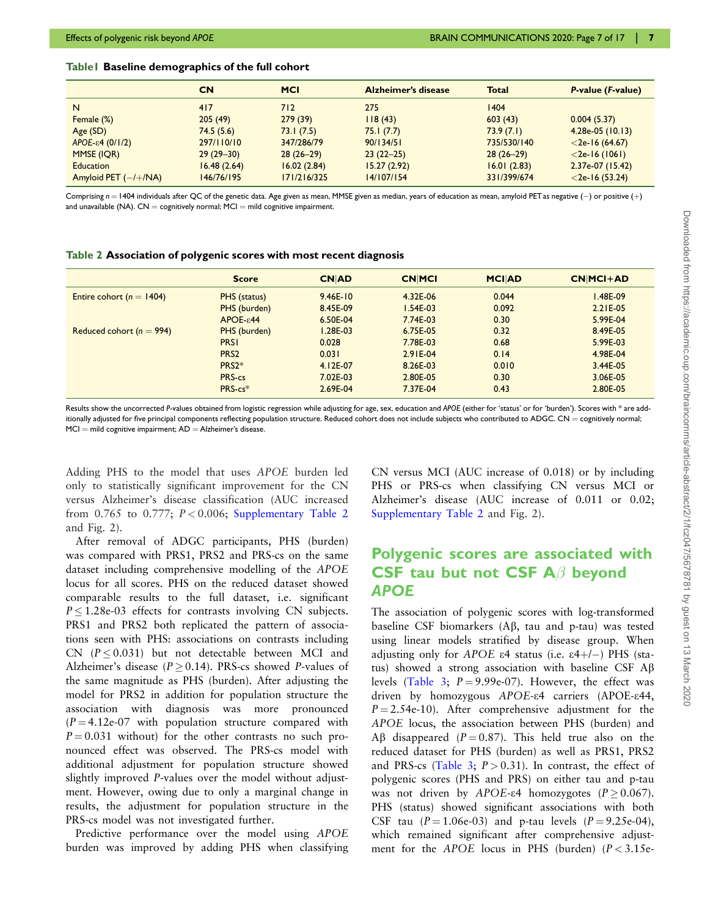**Table1 Baseline demographics of the full cohort**

| | CN | MCI | Alzheimer's disease | Total | *P*-value (*F*-value) |
|---|---|---|---|---|---|
| N | 417 | 712 | 275 | 1404 | |
| Female (%) | 205 (49) | 279 (39) | 118 (43) | 603 (43) | 0.004 (5.37) |
| Age (SD) | 74.5 (5.6) | 73.1 (7.5) | 75.1 (7.7) | 73.9 (7.1) | 4.28e-05 (10.13) |
| *APOE*-ε4 (0/1/2) | 297/110/10 | 347/286/79 | 90/134/51 | 735/530/140 | <2e-16 (64.67) |
| MMSE (IQR) | 29 (29–30) | 28 (26–29) | 23 (22–25) | 28 (26–29) | <2e-16 (1061) |
| Education | 16.48 (2.64) | 16.02 (2.84) | 15.27 (2.92) | 16.01 (2.83) | 2.37e-07 (15.42) |
| Amyloid PET (−/+/NA) | 146/76/195 | 171/216/325 | 14/107/154 | 331/399/674 | <2e-16 (53.24) |

Comprising $n = 1404$ individuals after QC of the genetic data. Age given as mean, MMSE given as median, years of education as mean, amyloid PET as negative (−) or positive (+) and unavailable (NA). CN = cognitively normal; MCI = mild cognitive impairment.

**Table 2 Association of polygenic scores with most recent diagnosis**

| | Score | CN\|AD | CN\|MCI | MCI\|AD | CN\|MCI+AD |
|---|---|---|---|---|---|
| Entire cohort ($n = 1404$) | PHS (status) | 9.46E-10 | 4.32E-06 | 0.044 | 1.48E-09 |
| | PHS (burden) | 8.45E-09 | 1.54E-03 | 0.092 | 2.21E-05 |
| | APOE-ε44 | 6.50E-04 | 7.74E-03 | 0.30 | 5.99E-04 |
| Reduced cohort ($n = 994$) | PHS (burden) | 1.28E-03 | 6.75E-05 | 0.32 | 8.49E-05 |
| | PRS1 | 0.028 | 7.78E-03 | 0.68 | 5.99E-03 |
| | PRS2 | 0.031 | 2.91E-04 | 0.14 | 4.98E-04 |
| | PRS2* | 4.12E-07 | 8.26E-03 | 0.010 | 3.44E-05 |
| | PRS-cs | 7.02E-03 | 2.80E-05 | 0.30 | 3.06E-05 |
| | PRS-cs* | 2.69E-04 | 7.37E-04 | 0.43 | 2.80E-05 |

Results show the uncorrected *P*-values obtained from logistic regression while adjusting for age, sex, education and *APOE* (either for 'status' or for 'burden'). Scores with * are additionally adjusted for five principal components reflecting population structure. Reduced cohort does not include subjects who contributed to ADGC. CN = cognitively normal; MCI = mild cognitive impairment; AD = Alzheimer's disease.

Adding PHS to the model that uses *APOE* burden led only to statistically significant improvement for the CN versus Alzheimer's disease classification (AUC increased from 0.765 to 0.777; $P < 0.006$; Supplementary Table 2 and Fig. 2).

After removal of ADGC participants, PHS (burden) was compared with PRS1, PRS2 and PRS-cs on the same dataset including comprehensive modelling of the *APOE* locus for all scores. PHS on the reduced dataset showed comparable results to the full dataset, i.e. significant $P \leq 1.28\text{e-}03$ effects for contrasts involving CN subjects. PRS1 and PRS2 both replicated the pattern of associations seen with PHS: associations on contrasts including CN ($P \leq 0.031$) but not detectable between MCI and Alzheimer's disease ($P \geq 0.14$). PRS-cs showed *P*-values of the same magnitude as PHS (burden). After adjusting the model for PRS2 in addition for population structure the association with diagnosis was more pronounced ($P = 4.12\text{e-}07$ with population structure compared with $P = 0.031$ without) for the other contrasts no such pronounced effect was observed. The PRS-cs model with additional adjustment for population structure showed slightly improved *P*-values over the model without adjustment. However, owing due to only a marginal change in results, the adjustment for population structure in the PRS-cs model was not investigated further.

Predictive performance over the model using *APOE* burden was improved by adding PHS when classifying CN versus MCI (AUC increase of 0.018) or by including PHS or PRS-cs when classifying CN versus MCI or Alzheimer's disease (AUC increase of 0.011 or 0.02; Supplementary Table 2 and Fig. 2).

## Polygenic scores are associated with CSF tau but not CSF Aβ beyond *APOE*

The association of polygenic scores with log-transformed baseline CSF biomarkers (Aβ, tau and p-tau) was tested using linear models stratified by disease group. When adjusting only for *APOE* ε4 status (i.e. ε4+/−) PHS (status) showed a strong association with baseline CSF Aβ levels (Table 3; $P = 9.99\text{e-}07$). However, the effect was driven by homozygous *APOE*-ε4 carriers (APOE-ε44, $P = 2.54\text{e-}10$). After comprehensive adjustment for the *APOE* locus, the association between PHS (burden) and Aβ disappeared ($P = 0.87$). This held true also on the reduced dataset for PHS (burden) as well as PRS1, PRS2 and PRS-cs (Table 3; $P > 0.31$). In contrast, the effect of polygenic scores (PHS and PRS) on either tau and p-tau was not driven by *APOE*-ε4 homozygotes ($P \geq 0.067$). PHS (status) showed significant associations with both CSF tau ($P = 1.06\text{e-}03$) and p-tau levels ($P = 9.25\text{e-}04$), which remained significant after comprehensive adjustment for the *APOE* locus in PHS (burden) ($P < 3.15\text{e-}$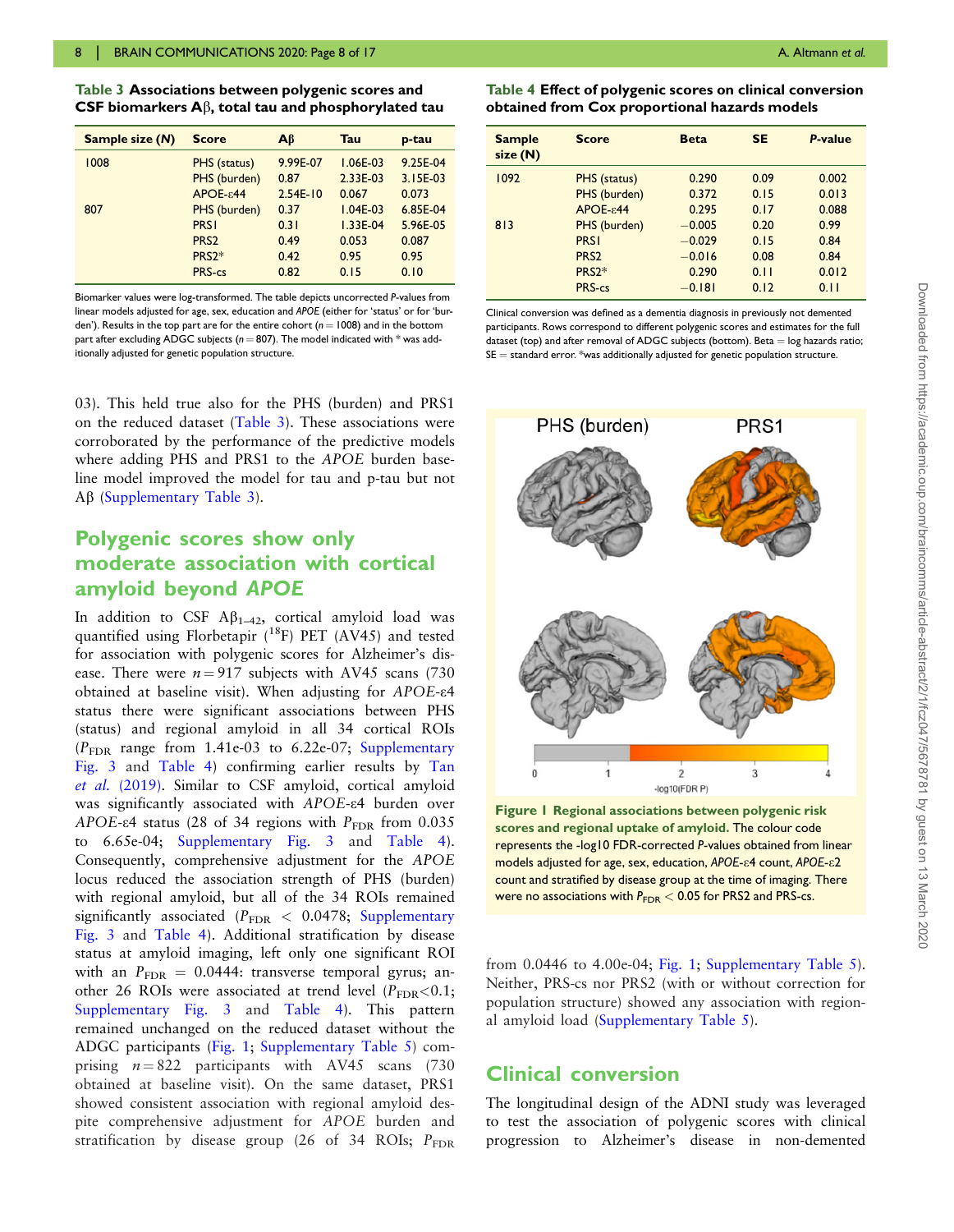**Table 3 Associations between polygenic scores and CSF biomarkers Aβ, total tau and phosphorylated tau**

| Sample size (N) | Score | Aβ | Tau | p-tau |
|---|---|---|---|---|
| 1008 | PHS (status) | 9.99E-07 | 1.06E-03 | 9.25E-04 |
| | PHS (burden) | 0.87 | 2.33E-03 | 3.15E-03 |
| | APOE-ε44 | 2.54E-10 | 0.067 | 0.073 |
| 807 | PHS (burden) | 0.37 | 1.04E-03 | 6.85E-04 |
| | PRS1 | 0.31 | 1.33E-04 | 5.96E-05 |
| | PRS2 | 0.49 | 0.053 | 0.087 |
| | PRS2* | 0.42 | 0.95 | 0.95 |
| | PRS-cs | 0.82 | 0.15 | 0.10 |

Biomarker values were log-transformed. The table depicts uncorrected P-values from linear models adjusted for age, sex, education and *APOE* (either for 'status' or for 'burden'). Results in the top part are for the entire cohort ($n = 1008$) and in the bottom part after excluding ADGC subjects ($n = 807$). The model indicated with * was additionally adjusted for genetic population structure.

03). This held true also for the PHS (burden) and PRS1 on the reduced dataset (Table 3). These associations were corroborated by the performance of the predictive models where adding PHS and PRS1 to the *APOE* burden baseline model improved the model for tau and p-tau but not Aβ (Supplementary Table 3).

## Polygenic scores show only moderate association with cortical amyloid beyond *APOE*

In addition to CSF $A\beta_{1-42}$, cortical amyloid load was quantified using Florbetapir ($^{18}$F) PET (AV45) and tested for association with polygenic scores for Alzheimer's disease. There were $n = 917$ subjects with AV45 scans (730 obtained at baseline visit). When adjusting for *APOE*-ε4 status there were significant associations between PHS (status) and regional amyloid in all 34 cortical ROIs ($P_{FDR}$ range from 1.41e-03 to 6.22e-07; Supplementary Fig. 3 and Table 4) confirming earlier results by Tan *et al.* (2019). Similar to CSF amyloid, cortical amyloid was significantly associated with *APOE*-ε4 burden over *APOE*-ε4 status (28 of 34 regions with $P_{FDR}$ from 0.035 to 6.65e-04; Supplementary Fig. 3 and Table 4). Consequently, comprehensive adjustment for the *APOE* locus reduced the association strength of PHS (burden) with regional amyloid, but all of the 34 ROIs remained significantly associated ($P_{FDR} < 0.0478$; Supplementary Fig. 3 and Table 4). Additional stratification by disease status at amyloid imaging, left only one significant ROI with an $P_{FDR} = 0.0444$: transverse temporal gyrus; another 26 ROIs were associated at trend level ($P_{FDR} < 0.1$; Supplementary Fig. 3 and Table 4). This pattern remained unchanged on the reduced dataset without the ADGC participants (Fig. 1; Supplementary Table 5) comprising $n = 822$ participants with AV45 scans (730 obtained at baseline visit). On the same dataset, PRS1 showed consistent association with regional amyloid despite comprehensive adjustment for *APOE* burden and stratification by disease group (26 of 34 ROIs; $P_{FDR}$ from 0.0446 to 4.00e-04; Fig. 1; Supplementary Table 5). Neither, PRS-cs nor PRS2 (with or without correction for population structure) showed any association with regional amyloid load (Supplementary Table 5).

**Table 4 Effect of polygenic scores on clinical conversion obtained from Cox proportional hazards models**

| Sample size (N) | Score | Beta | SE | P-value |
|---|---|---|---|---|
| 1092 | PHS (status) | 0.290 | 0.09 | 0.002 |
| | PHS (burden) | 0.372 | 0.15 | 0.013 |
| | APOE-ε44 | 0.295 | 0.17 | 0.088 |
| 813 | PHS (burden) | −0.005 | 0.20 | 0.99 |
| | PRS1 | −0.029 | 0.15 | 0.84 |
| | PRS2 | −0.016 | 0.08 | 0.84 |
| | PRS2* | 0.290 | 0.11 | 0.012 |
| | PRS-cs | −0.181 | 0.12 | 0.11 |

Clinical conversion was defined as a dementia diagnosis in previously not demented participants. Rows correspond to different polygenic scores and estimates for the full dataset (top) and after removal of ADGC subjects (bottom). Beta = log hazards ratio; SE = standard error. *was additionally adjusted for genetic population structure.

**Figure 1 Regional associations between polygenic risk scores and regional uptake of amyloid.** The colour code represents the -log10 FDR-corrected P-values obtained from linear models adjusted for age, sex, education, *APOE*-ε4 count, *APOE*-ε2 count and stratified by disease group at the time of imaging. There were no associations with $P_{FDR} < 0.05$ for PRS2 and PRS-cs.

## Clinical conversion

The longitudinal design of the ADNI study was leveraged to test the association of polygenic scores with clinical progression to Alzheimer's disease in non-demented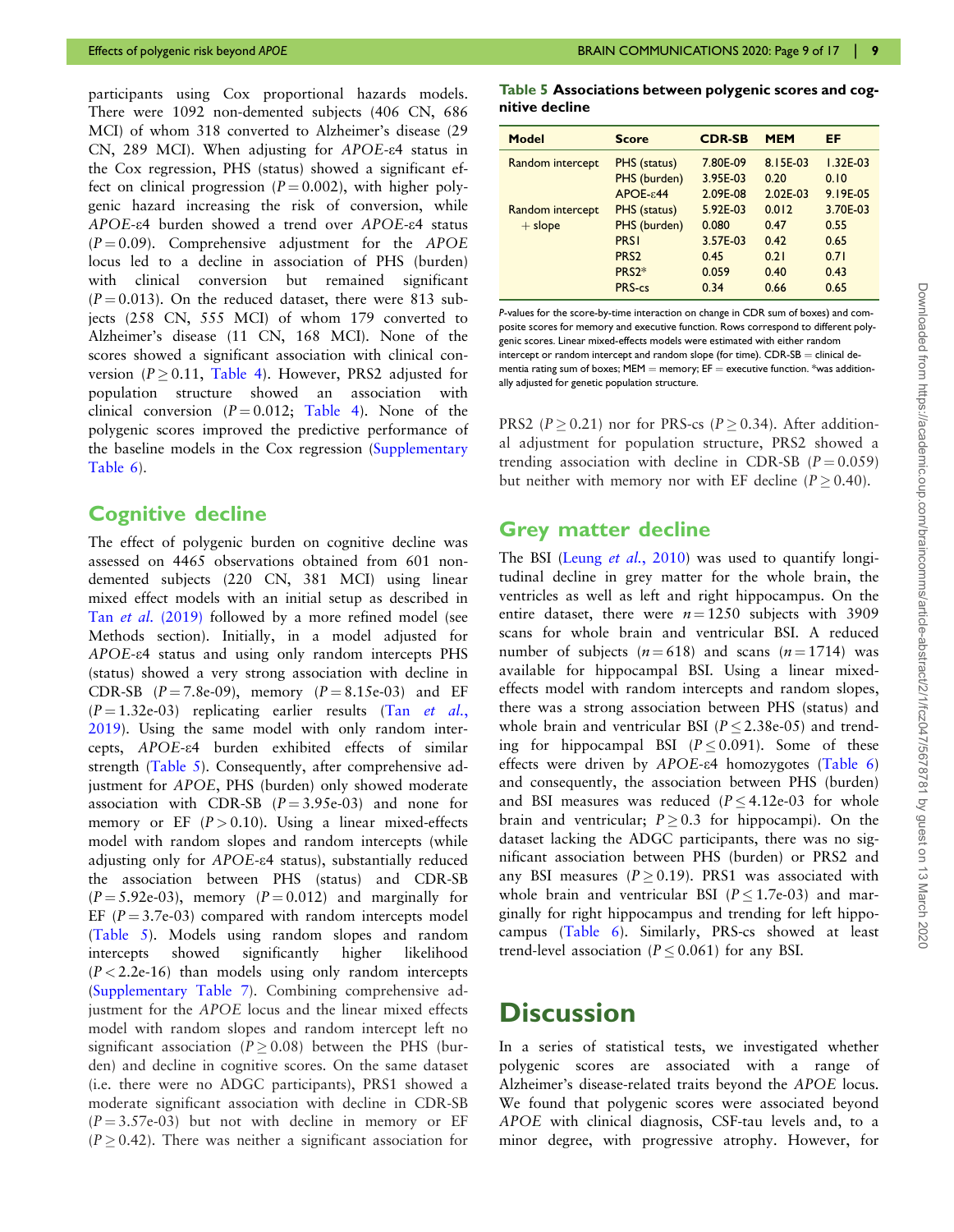participants using Cox proportional hazards models. There were 1092 non-demented subjects (406 CN, 686 MCI) of whom 318 converted to Alzheimer's disease (29 CN, 289 MCI). When adjusting for *APOE*-ε4 status in the Cox regression, PHS (status) showed a significant effect on clinical progression ($P = 0.002$), with higher polygenic hazard increasing the risk of conversion, while *APOE*-ε4 burden showed a trend over *APOE*-ε4 status ($P = 0.09$). Comprehensive adjustment for the *APOE* locus led to a decline in association of PHS (burden) with clinical conversion but remained significant ($P = 0.013$). On the reduced dataset, there were 813 subjects (258 CN, 555 MCI) of whom 179 converted to Alzheimer's disease (11 CN, 168 MCI). None of the scores showed a significant association with clinical conversion ($P \geq 0.11$, Table 4). However, PRS2 adjusted for population structure showed an association with clinical conversion ($P = 0.012$; Table 4). None of the polygenic scores improved the predictive performance of the baseline models in the Cox regression (Supplementary Table 6).

## Cognitive decline

The effect of polygenic burden on cognitive decline was assessed on 4465 observations obtained from 601 non-demented subjects (220 CN, 381 MCI) using linear mixed effect models with an initial setup as described in Tan *et al.* (2019) followed by a more refined model (see Methods section). Initially, in a model adjusted for *APOE*-ε4 status and using only random intercepts PHS (status) showed a very strong association with decline in CDR-SB ($P = 7.8\text{e-}09$), memory ($P = 8.15\text{e-}03$) and EF ($P = 1.32\text{e-}03$) replicating earlier results (Tan *et al.*, 2019). Using the same model with only random intercepts, *APOE*-ε4 burden exhibited effects of similar strength (Table 5). Consequently, after comprehensive adjustment for *APOE*, PHS (burden) only showed moderate association with CDR-SB ($P = 3.95\text{e-}03$) and none for memory or EF ($P > 0.10$). Using a linear mixed-effects model with random slopes and random intercepts (while adjusting only for *APOE*-ε4 status), substantially reduced the association between PHS (status) and CDR-SB ($P = 5.92\text{e-}03$), memory ($P = 0.012$) and marginally for EF ($P = 3.7\text{e-}03$) compared with random intercepts model (Table 5). Models using random slopes and random intercepts showed significantly higher likelihood ($P < 2.2\text{e-}16$) than models using only random intercepts (Supplementary Table 7). Combining comprehensive adjustment for the *APOE* locus and the linear mixed effects model with random slopes and random intercept left no significant association ($P \geq 0.08$) between the PHS (burden) and decline in cognitive scores. On the same dataset (i.e. there were no ADGC participants), PRS1 showed a moderate significant association with decline in CDR-SB ($P = 3.57\text{e-}03$) but not with decline in memory or EF ($P \geq 0.42$). There was neither a significant association for PRS2 ($P \geq 0.21$) nor for PRS-cs ($P \geq 0.34$). After additional adjustment for population structure, PRS2 showed a trending association with decline in CDR-SB ($P = 0.059$) but neither with memory nor with EF decline ($P \geq 0.40$).

**Table 5 Associations between polygenic scores and cognitive decline**

| Model | Score | CDR-SB | MEM | EF |
|---|---|---|---|---|
| Random intercept | PHS (status) | 7.80E-09 | 8.15E-03 | 1.32E-03 |
| | PHS (burden) | 3.95E-03 | 0.20 | 0.10 |
| | APOE-ε44 | 2.09E-08 | 2.02E-03 | 9.19E-05 |
| Random intercept + slope | PHS (status) | 5.92E-03 | 0.012 | 3.70E-03 |
| | PHS (burden) | 0.080 | 0.47 | 0.55 |
| | PRS1 | 3.57E-03 | 0.42 | 0.65 |
| | PRS2 | 0.45 | 0.21 | 0.71 |
| | PRS2* | 0.059 | 0.40 | 0.43 |
| | PRS-cs | 0.34 | 0.66 | 0.65 |

*P*-values for the score-by-time interaction on change in CDR sum of boxes) and composite scores for memory and executive function. Rows correspond to different polygenic scores. Linear mixed-effects models were estimated with either random intercept or random intercept and random slope (for time). CDR-SB = clinical dementia rating sum of boxes; MEM = memory; EF = executive function. *was additionally adjusted for genetic population structure.

## Grey matter decline

The BSI (Leung *et al.*, 2010) was used to quantify longitudinal decline in grey matter for the whole brain, the ventricles as well as left and right hippocampus. On the entire dataset, there were $n = 1250$ subjects with 3909 scans for whole brain and ventricular BSI. A reduced number of subjects ($n = 618$) and scans ($n = 1714$) was available for hippocampal BSI. Using a linear mixed-effects model with random intercepts and random slopes, there was a strong association between PHS (status) and whole brain and ventricular BSI ($P \leq 2.38\text{e-}05$) and trending for hippocampal BSI ($P \leq 0.091$). Some of these effects were driven by *APOE*-ε4 homozygotes (Table 6) and consequently, the association between PHS (burden) and BSI measures was reduced ($P \leq 4.12\text{e-}03$ for whole brain and ventricular; $P \geq 0.3$ for hippocampi). On the dataset lacking the ADGC participants, there was no significant association between PHS (burden) or PRS2 and any BSI measures ($P \geq 0.19$). PRS1 was associated with whole brain and ventricular BSI ($P \leq 1.7\text{e-}03$) and marginally for right hippocampus and trending for left hippocampus (Table 6). Similarly, PRS-cs showed at least trend-level association ($P \leq 0.061$) for any BSI.

# Discussion

In a series of statistical tests, we investigated whether polygenic scores are associated with a range of Alzheimer's disease-related traits beyond the *APOE* locus. We found that polygenic scores were associated beyond *APOE* with clinical diagnosis, CSF-tau levels and, to a minor degree, with progressive atrophy. However, for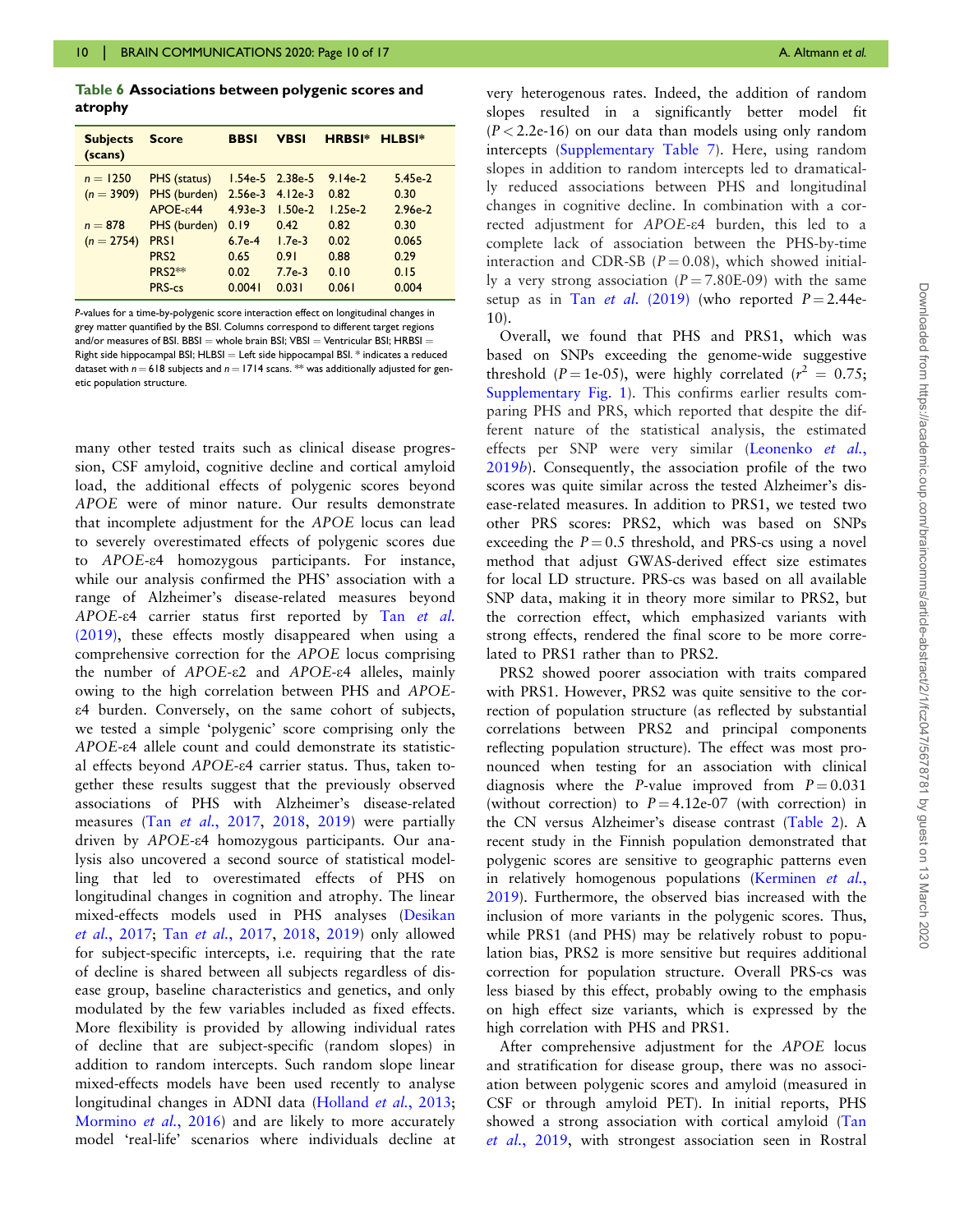**Table 6 Associations between polygenic scores and atrophy**

| Subjects (scans) | Score | BBSI | VBSI | HRBSI* | HLBSI* |
|---|---|---|---|---|---|
| $n = 1250$ | PHS (status) | 1.54e-5 | 2.38e-5 | 9.14e-2 | 5.45e-2 |
| ($n = 3909$) | PHS (burden) | 2.56e-3 | 4.12e-3 | 0.82 | 0.30 |
| | APOE-ε44 | 4.93e-3 | 1.50e-2 | 1.25e-2 | 2.96e-2 |
| $n = 878$ | PHS (burden) | 0.19 | 0.42 | 0.82 | 0.30 |
| ($n = 2754$) | PRS1 | 6.7e-4 | 1.7e-3 | 0.02 | 0.065 |
| | PRS2 | 0.65 | 0.91 | 0.88 | 0.29 |
| | PRS2** | 0.02 | 7.7e-3 | 0.10 | 0.15 |
| | PRS-cs | 0.0041 | 0.031 | 0.061 | 0.004 |

*P*-values for a time-by-polygenic score interaction effect on longitudinal changes in grey matter quantified by the BSI. Columns correspond to different target regions and/or measures of BSI. BBSI = whole brain BSI; VBSI = Ventricular BSI; HRBSI = Right side hippocampal BSI; HLBSI = Left side hippocampal BSI. * indicates a reduced dataset with $n = 618$ subjects and $n = 1714$ scans. ** was additionally adjusted for genetic population structure.

many other tested traits such as clinical disease progression, CSF amyloid, cognitive decline and cortical amyloid load, the additional effects of polygenic scores beyond *APOE* were of minor nature. Our results demonstrate that incomplete adjustment for the *APOE* locus can lead to severely overestimated effects of polygenic scores due to *APOE*-ε4 homozygous participants. For instance, while our analysis confirmed the PHS' association with a range of Alzheimer's disease-related measures beyond *APOE*-ε4 carrier status first reported by Tan *et al.* (2019), these effects mostly disappeared when using a comprehensive correction for the *APOE* locus comprising the number of *APOE*-ε2 and *APOE*-ε4 alleles, mainly owing to the high correlation between PHS and *APOE*-ε4 burden. Conversely, on the same cohort of subjects, we tested a simple 'polygenic' score comprising only the *APOE*-ε4 allele count and could demonstrate its statistical effects beyond *APOE*-ε4 carrier status. Thus, taken together these results suggest that the previously observed associations of PHS with Alzheimer's disease-related measures (Tan *et al.*, 2017, 2018, 2019) were partially driven by *APOE*-ε4 homozygous participants. Our analysis also uncovered a second source of statistical modelling that led to overestimated effects of PHS on longitudinal changes in cognition and atrophy. The linear mixed-effects models used in PHS analyses (Desikan *et al.*, 2017; Tan *et al.*, 2017, 2018, 2019) only allowed for subject-specific intercepts, i.e. requiring that the rate of decline is shared between all subjects regardless of disease group, baseline characteristics and genetics, and only modulated by the few variables included as fixed effects. More flexibility is provided by allowing individual rates of decline that are subject-specific (random slopes) in addition to random intercepts. Such random slope linear mixed-effects models have been used recently to analyse longitudinal changes in ADNI data (Holland *et al.*, 2013; Mormino *et al.*, 2016) and are likely to more accurately model 'real-life' scenarios where individuals decline at very heterogenous rates. Indeed, the addition of random slopes resulted in a significantly better model fit ($P < 2.2\text{e-}16$) on our data than models using only random intercepts (Supplementary Table 7). Here, using random slopes in addition to random intercepts led to dramatically reduced associations between PHS and longitudinal changes in cognitive decline. In combination with a corrected adjustment for *APOE*-ε4 burden, this led to a complete lack of association between the PHS-by-time interaction and CDR-SB ($P = 0.08$), which showed initially a very strong association ($P = 7.80\text{E-}09$) with the same setup as in Tan *et al.* (2019) (who reported $P = 2.44\text{e-}10$).

Overall, we found that PHS and PRS1, which was based on SNPs exceeding the genome-wide suggestive threshold ($P = 1\text{e-}05$), were highly correlated ($r^2 = 0.75$; Supplementary Fig. 1). This confirms earlier results comparing PHS and PRS, which reported that despite the different nature of the statistical analysis, the estimated effects per SNP were very similar (Leonenko *et al.*, 2019*b*). Consequently, the association profile of the two scores was quite similar across the tested Alzheimer's disease-related measures. In addition to PRS1, we tested two other PRS scores: PRS2, which was based on SNPs exceeding the $P = 0.5$ threshold, and PRS-cs using a novel method that adjust GWAS-derived effect size estimates for local LD structure. PRS-cs was based on all available SNP data, making it in theory more similar to PRS2, but the correction effect, which emphasized variants with strong effects, rendered the final score to be more correlated to PRS1 rather than to PRS2.

PRS2 showed poorer association with traits compared with PRS1. However, PRS2 was quite sensitive to the correction of population structure (as reflected by substantial correlations between PRS2 and principal components reflecting population structure). The effect was most pronounced when testing for an association with clinical diagnosis where the *P*-value improved from $P = 0.031$ (without correction) to $P = 4.12\text{e-}07$ (with correction) in the CN versus Alzheimer's disease contrast (Table 2). A recent study in the Finnish population demonstrated that polygenic scores are sensitive to geographic patterns even in relatively homogenous populations (Kerminen *et al.*, 2019). Furthermore, the observed bias increased with the inclusion of more variants in the polygenic scores. Thus, while PRS1 (and PHS) may be relatively robust to population bias, PRS2 is more sensitive but requires additional correction for population structure. Overall PRS-cs was less biased by this effect, probably owing to the emphasis on high effect size variants, which is expressed by the high correlation with PHS and PRS1.

After comprehensive adjustment for the *APOE* locus and stratification for disease group, there was no association between polygenic scores and amyloid (measured in CSF or through amyloid PET). In initial reports, PHS showed a strong association with cortical amyloid (Tan *et al.*, 2019, with strongest association seen in Rostral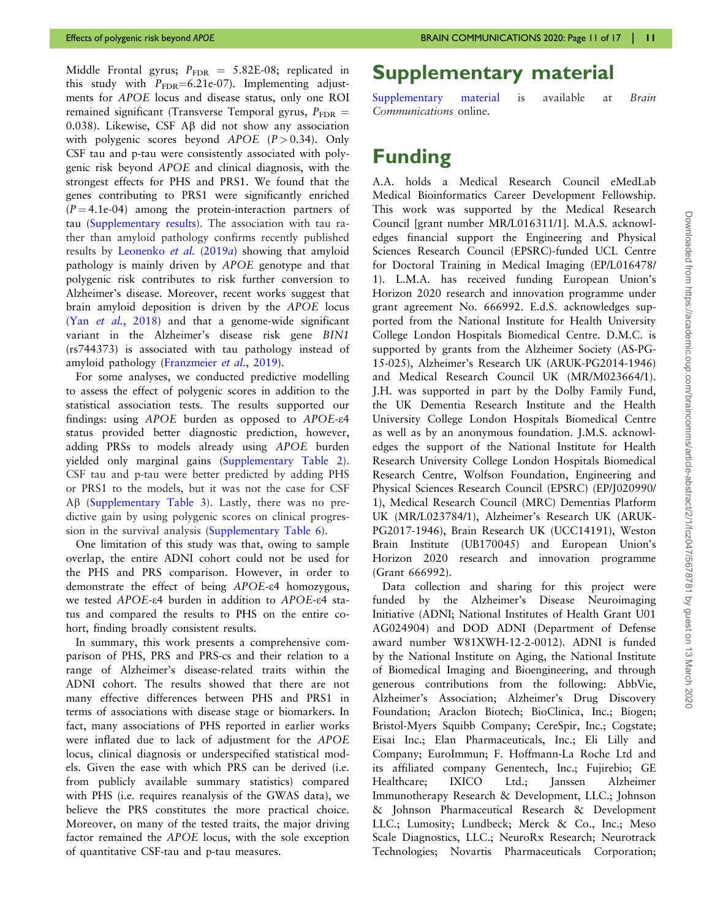Middle Frontal gyrus; $P_{FDR}$ = 5.82E-08; replicated in this study with $P_{FDR}$=6.21e-07). Implementing adjustments for *APOE* locus and disease status, only one ROI remained significant (Transverse Temporal gyrus, $P_{FDR}$ = 0.038). Likewise, CSF Aβ did not show any association with polygenic scores beyond *APOE* ($P > 0.34$). Only CSF tau and p-tau were consistently associated with polygenic risk beyond *APOE* and clinical diagnosis, with the strongest effects for PHS and PRS1. We found that the genes contributing to PRS1 were significantly enriched ($P = 4.1$e-04) among the protein-interaction partners of tau (Supplementary results). The association with tau rather than amyloid pathology confirms recently published results by Leonenko *et al.* (2019*a*) showing that amyloid pathology is mainly driven by *APOE* genotype and that polygenic risk contributes to risk further conversion to Alzheimer's disease. Moreover, recent works suggest that brain amyloid deposition is driven by the *APOE* locus (Yan *et al.*, 2018) and that a genome-wide significant variant in the Alzheimer's disease risk gene *BIN1* (rs744373) is associated with tau pathology instead of amyloid pathology (Franzmeier *et al.*, 2019).

For some analyses, we conducted predictive modelling to assess the effect of polygenic scores in addition to the statistical association tests. The results supported our findings: using *APOE* burden as opposed to *APOE*-ε4 status provided better diagnostic prediction, however, adding PRSs to models already using *APOE* burden yielded only marginal gains (Supplementary Table 2). CSF tau and p-tau were better predicted by adding PHS or PRS1 to the models, but it was not the case for CSF Aβ (Supplementary Table 3). Lastly, there was no predictive gain by using polygenic scores on clinical progression in the survival analysis (Supplementary Table 6).

One limitation of this study was that, owing to sample overlap, the entire ADNI cohort could not be used for the PHS and PRS comparison. However, in order to demonstrate the effect of being *APOE*-ε4 homozygous, we tested *APOE*-ε4 burden in addition to *APOE*-ε4 status and compared the results to PHS on the entire cohort, finding broadly consistent results.

In summary, this work presents a comprehensive comparison of PHS, PRS and PRS-cs and their relation to a range of Alzheimer's disease-related traits within the ADNI cohort. The results showed that there are not many effective differences between PHS and PRS1 in terms of associations with disease stage or biomarkers. In fact, many associations of PHS reported in earlier works were inflated due to lack of adjustment for the *APOE* locus, clinical diagnosis or underspecified statistical models. Given the ease with which PRS can be derived (i.e. from publicly available summary statistics) compared with PHS (i.e. requires reanalysis of the GWAS data), we believe the PRS constitutes the more practical choice. Moreover, on many of the tested traits, the major driving factor remained the *APOE* locus, with the sole exception of quantitative CSF-tau and p-tau measures.

# Supplementary material

Supplementary material is available at *Brain Communications* online.

# Funding

A.A. holds a Medical Research Council eMedLab Medical Bioinformatics Career Development Fellowship. This work was supported by the Medical Research Council [grant number MR/L016311/1]. M.A.S. acknowledges financial support the Engineering and Physical Sciences Research Council (EPSRC)-funded UCL Centre for Doctoral Training in Medical Imaging (EP/L016478/1). L.M.A. has received funding European Union's Horizon 2020 research and innovation programme under grant agreement No. 666992. E.d.S. acknowledges supported from the National Institute for Health University College London Hospitals Biomedical Centre. D.M.C. is supported by grants from the Alzheimer Society (AS-PG-15-025), Alzheimer's Research UK (ARUK-PG2014-1946) and Medical Research Council UK (MR/M023664/1). J.H. was supported in part by the Dolby Family Fund, the UK Dementia Research Institute and the Health University College London Hospitals Biomedical Centre as well as by an anonymous foundation. J.M.S. acknowledges the support of the National Institute for Health Research University College London Hospitals Biomedical Research Centre, Wolfson Foundation, Engineering and Physical Sciences Research Council (EPSRC) (EP/J020990/1), Medical Research Council (MRC) Dementias Platform UK (MR/L023784/1), Alzheimer's Research UK (ARUK-PG2017-1946), Brain Research UK (UCC14191), Weston Brain Institute (UB170045) and European Union's Horizon 2020 research and innovation programme (Grant 666992).

Data collection and sharing for this project were funded by the Alzheimer's Disease Neuroimaging Initiative (ADNI; National Institutes of Health Grant U01 AG024904) and DOD ADNI (Department of Defense award number W81XWH-12-2-0012). ADNI is funded by the National Institute on Aging, the National Institute of Biomedical Imaging and Bioengineering, and through generous contributions from the following: AbbVie, Alzheimer's Association; Alzheimer's Drug Discovery Foundation; Araclon Biotech; BioClinica, Inc.; Biogen; Bristol-Myers Squibb Company; CereSpir, Inc.; Cogstate; Eisai Inc.; Elan Pharmaceuticals, Inc.; Eli Lilly and Company; EuroImmun; F. Hoffmann-La Roche Ltd and its affiliated company Genentech, Inc.; Fujirebio; GE Healthcare; IXICO Ltd.; Janssen Alzheimer Immunotherapy Research & Development, LLC.; Johnson & Johnson Pharmaceutical Research & Development LLC.; Lumosity; Lundbeck; Merck & Co., Inc.; Meso Scale Diagnostics, LLC.; NeuroRx Research; Neurotrack Technologies; Novartis Pharmaceuticals Corporation;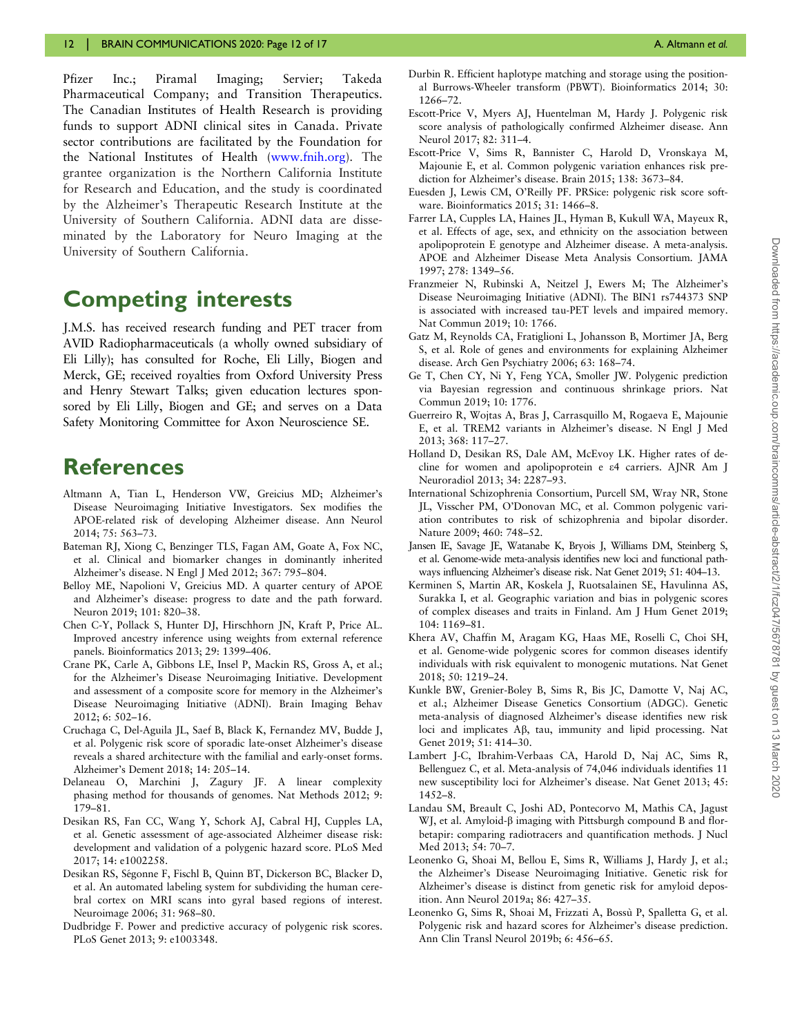Pfizer Inc.; Piramal Imaging; Servier; Takeda Pharmaceutical Company; and Transition Therapeutics. The Canadian Institutes of Health Research is providing funds to support ADNI clinical sites in Canada. Private sector contributions are facilitated by the Foundation for the National Institutes of Health (www.fnih.org). The grantee organization is the Northern California Institute for Research and Education, and the study is coordinated by the Alzheimer's Therapeutic Research Institute at the University of Southern California. ADNI data are disseminated by the Laboratory for Neuro Imaging at the University of Southern California.

# Competing interests

J.M.S. has received research funding and PET tracer from AVID Radiopharmaceuticals (a wholly owned subsidiary of Eli Lilly); has consulted for Roche, Eli Lilly, Biogen and Merck, GE; received royalties from Oxford University Press and Henry Stewart Talks; given education lectures sponsored by Eli Lilly, Biogen and GE; and serves on a Data Safety Monitoring Committee for Axon Neuroscience SE.

# References

Altmann A, Tian L, Henderson VW, Greicius MD; Alzheimer's Disease Neuroimaging Initiative Investigators. Sex modifies the APOE-related risk of developing Alzheimer disease. Ann Neurol 2014; 75: 563–73.

Bateman RJ, Xiong C, Benzinger TLS, Fagan AM, Goate A, Fox NC, et al. Clinical and biomarker changes in dominantly inherited Alzheimer's disease. N Engl J Med 2012; 367: 795–804.

Belloy ME, Napolioni V, Greicius MD. A quarter century of APOE and Alzheimer's disease: progress to date and the path forward. Neuron 2019; 101: 820–38.

Chen C-Y, Pollack S, Hunter DJ, Hirschhorn JN, Kraft P, Price AL. Improved ancestry inference using weights from external reference panels. Bioinformatics 2013; 29: 1399–406.

Crane PK, Carle A, Gibbons LE, Insel P, Mackin RS, Gross A, et al.; for the Alzheimer's Disease Neuroimaging Initiative. Development and assessment of a composite score for memory in the Alzheimer's Disease Neuroimaging Initiative (ADNI). Brain Imaging Behav 2012; 6: 502–16.

Cruchaga C, Del-Aguila JL, Saef B, Black K, Fernandez MV, Budde J, et al. Polygenic risk score of sporadic late-onset Alzheimer's disease reveals a shared architecture with the familial and early-onset forms. Alzheimer's Dement 2018; 14: 205–14.

Delaneau O, Marchini J, Zagury JF. A linear complexity phasing method for thousands of genomes. Nat Methods 2012; 9: 179–81.

Desikan RS, Fan CC, Wang Y, Schork AJ, Cabral HJ, Cupples LA, et al. Genetic assessment of age-associated Alzheimer disease risk: development and validation of a polygenic hazard score. PLoS Med 2017; 14: e1002258.

Desikan RS, Ségonne F, Fischl B, Quinn BT, Dickerson BC, Blacker D, et al. An automated labeling system for subdividing the human cerebral cortex on MRI scans into gyral based regions of interest. Neuroimage 2006; 31: 968–80.

Dudbridge F. Power and predictive accuracy of polygenic risk scores. PLoS Genet 2013; 9: e1003348.

Durbin R. Efficient haplotype matching and storage using the positional Burrows-Wheeler transform (PBWT). Bioinformatics 2014; 30: 1266–72.

Escott-Price V, Myers AJ, Huentelman M, Hardy J. Polygenic risk score analysis of pathologically confirmed Alzheimer disease. Ann Neurol 2017; 82: 311–4.

Escott-Price V, Sims R, Bannister C, Harold D, Vronskaya M, Majounie E, et al. Common polygenic variation enhances risk prediction for Alzheimer's disease. Brain 2015; 138: 3673–84.

Euesden J, Lewis CM, O'Reilly PF. PRSice: polygenic risk score software. Bioinformatics 2015; 31: 1466–8.

Farrer LA, Cupples LA, Haines JL, Hyman B, Kukull WA, Mayeux R, et al. Effects of age, sex, and ethnicity on the association between apolipoprotein E genotype and Alzheimer disease. A meta-analysis. APOE and Alzheimer Disease Meta Analysis Consortium. JAMA 1997; 278: 1349–56.

Franzmeier N, Rubinski A, Neitzel J, Ewers M; The Alzheimer's Disease Neuroimaging Initiative (ADNI). The BIN1 rs744373 SNP is associated with increased tau-PET levels and impaired memory. Nat Commun 2019; 10: 1766.

Gatz M, Reynolds CA, Fratiglioni L, Johansson B, Mortimer JA, Berg S, et al. Role of genes and environments for explaining Alzheimer disease. Arch Gen Psychiatry 2006; 63: 168–74.

Ge T, Chen CY, Ni Y, Feng YCA, Smoller JW. Polygenic prediction via Bayesian regression and continuous shrinkage priors. Nat Commun 2019; 10: 1776.

Guerreiro R, Wojtas A, Bras J, Carrasquillo M, Rogaeva E, Majounie E, et al. TREM2 variants in Alzheimer's disease. N Engl J Med 2013; 368: 117–27.

Holland D, Desikan RS, Dale AM, McEvoy LK. Higher rates of decline for women and apolipoprotein e ε4 carriers. AJNR Am J Neuroradiol 2013; 34: 2287–93.

International Schizophrenia Consortium, Purcell SM, Wray NR, Stone JL, Visscher PM, O'Donovan MC, et al. Common polygenic variation contributes to risk of schizophrenia and bipolar disorder. Nature 2009; 460: 748–52.

Jansen IE, Savage JE, Watanabe K, Bryois J, Williams DM, Steinberg S, et al. Genome-wide meta-analysis identifies new loci and functional pathways influencing Alzheimer's disease risk. Nat Genet 2019; 51: 404–13.

Kerminen S, Martin AR, Koskela J, Ruotsalainen SE, Havulinna AS, Surakka I, et al. Geographic variation and bias in polygenic scores of complex diseases and traits in Finland. Am J Hum Genet 2019; 104: 1169–81.

Khera AV, Chaffin M, Aragam KG, Haas ME, Roselli C, Choi SH, et al. Genome-wide polygenic scores for common diseases identify individuals with risk equivalent to monogenic mutations. Nat Genet 2018; 50: 1219–24.

Kunkle BW, Grenier-Boley B, Sims R, Bis JC, Damotte V, Naj AC, et al.; Alzheimer Disease Genetics Consortium (ADGC). Genetic meta-analysis of diagnosed Alzheimer's disease identifies new risk loci and implicates Aβ, tau, immunity and lipid processing. Nat Genet 2019; 51: 414–30.

Lambert J-C, Ibrahim-Verbaas CA, Harold D, Naj AC, Sims R, Bellenguez C, et al. Meta-analysis of 74,046 individuals identifies 11 new susceptibility loci for Alzheimer's disease. Nat Genet 2013; 45: 1452–8.

Landau SM, Breault C, Joshi AD, Pontecorvo M, Mathis CA, Jagust WJ, et al. Amyloid-β imaging with Pittsburgh compound B and florbetapir: comparing radiotracers and quantification methods. J Nucl Med 2013; 54: 70–7.

Leonenko G, Shoai M, Bellou E, Sims R, Williams J, Hardy J, et al.; the Alzheimer's Disease Neuroimaging Initiative. Genetic risk for Alzheimer's disease is distinct from genetic risk for amyloid deposition. Ann Neurol 2019a; 86: 427–35.

Leonenko G, Sims R, Shoai M, Frizzati A, Bossù P, Spalletta G, et al. Polygenic risk and hazard scores for Alzheimer's disease prediction. Ann Clin Transl Neurol 2019b; 6: 456–65.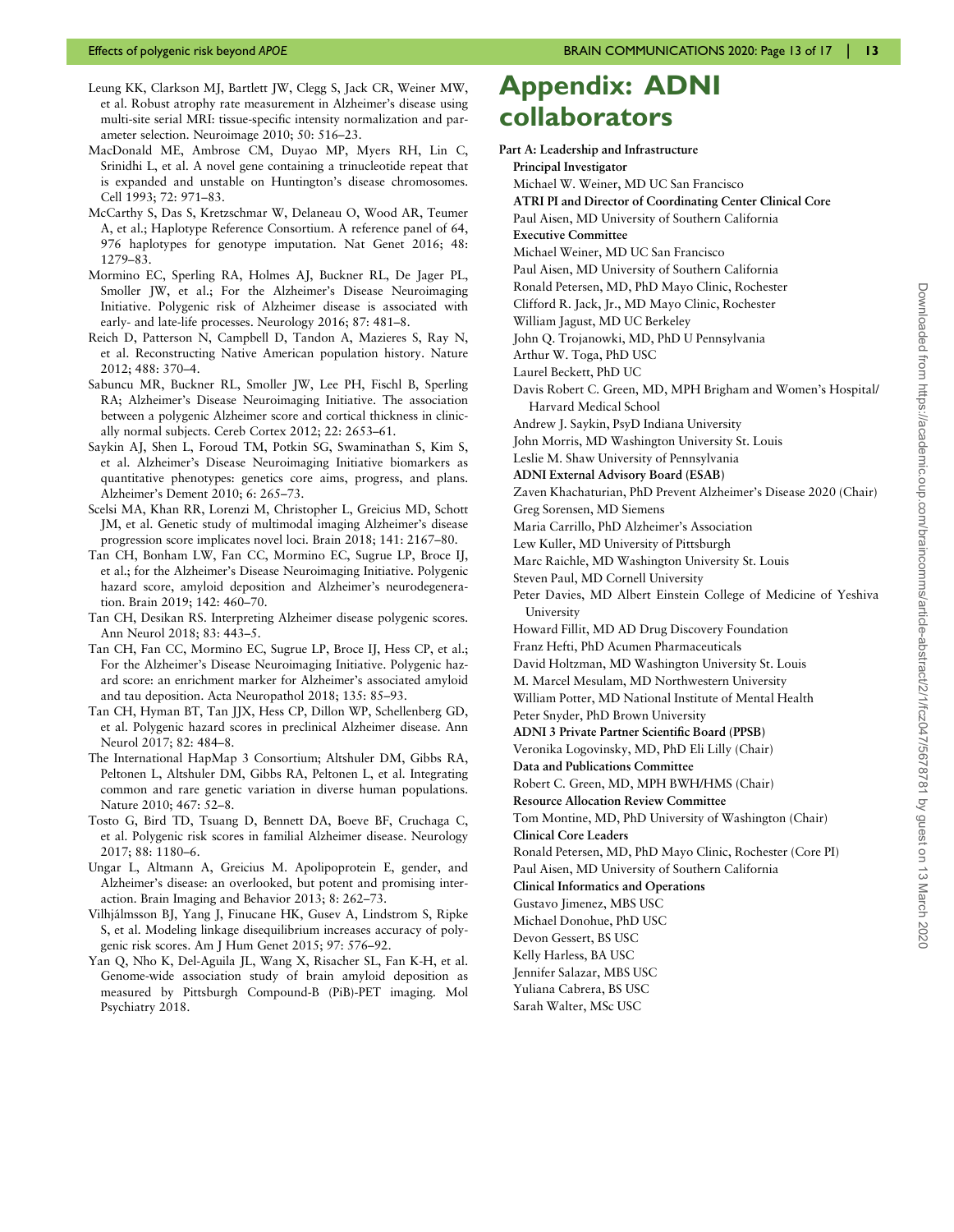Leung KK, Clarkson MJ, Bartlett JW, Clegg S, Jack CR, Weiner MW, et al. Robust atrophy rate measurement in Alzheimer's disease using multi-site serial MRI: tissue-specific intensity normalization and parameter selection. Neuroimage 2010; 50: 516–23.

MacDonald ME, Ambrose CM, Duyao MP, Myers RH, Lin C, Srinidhi L, et al. A novel gene containing a trinucleotide repeat that is expanded and unstable on Huntington's disease chromosomes. Cell 1993; 72: 971–83.

McCarthy S, Das S, Kretzschmar W, Delaneau O, Wood AR, Teumer A, et al.; Haplotype Reference Consortium. A reference panel of 64,976 haplotypes for genotype imputation. Nat Genet 2016; 48: 1279–83.

Mormino EC, Sperling RA, Holmes AJ, Buckner RL, De Jager PL, Smoller JW, et al.; For the Alzheimer's Disease Neuroimaging Initiative. Polygenic risk of Alzheimer disease is associated with early- and late-life processes. Neurology 2016; 87: 481–8.

Reich D, Patterson N, Campbell D, Tandon A, Mazieres S, Ray N, et al. Reconstructing Native American population history. Nature 2012; 488: 370–4.

Sabuncu MR, Buckner RL, Smoller JW, Lee PH, Fischl B, Sperling RA; Alzheimer's Disease Neuroimaging Initiative. The association between a polygenic Alzheimer score and cortical thickness in clinically normal subjects. Cereb Cortex 2012; 22: 2653–61.

Saykin AJ, Shen L, Foroud TM, Potkin SG, Swaminathan S, Kim S, et al. Alzheimer's Disease Neuroimaging Initiative biomarkers as quantitative phenotypes: genetics core aims, progress, and plans. Alzheimer's Dement 2010; 6: 265–73.

Scelsi MA, Khan RR, Lorenzi M, Christopher L, Greicius MD, Schott JM, et al. Genetic study of multimodal imaging Alzheimer's disease progression score implicates novel loci. Brain 2018; 141: 2167–80.

Tan CH, Bonham LW, Fan CC, Mormino EC, Sugrue LP, Broce IJ, et al.; for the Alzheimer's Disease Neuroimaging Initiative. Polygenic hazard score, amyloid deposition and Alzheimer's neurodegeneration. Brain 2019; 142: 460–70.

Tan CH, Desikan RS. Interpreting Alzheimer disease polygenic scores. Ann Neurol 2018; 83: 443–5.

Tan CH, Fan CC, Mormino EC, Sugrue LP, Broce IJ, Hess CP, et al.; For the Alzheimer's Disease Neuroimaging Initiative. Polygenic hazard score: an enrichment marker for Alzheimer's associated amyloid and tau deposition. Acta Neuropathol 2018; 135: 85–93.

Tan CH, Hyman BT, Tan JJX, Hess CP, Dillon WP, Schellenberg GD, et al. Polygenic hazard scores in preclinical Alzheimer disease. Ann Neurol 2017; 82: 484–8.

The International HapMap 3 Consortium; Altshuler DM, Gibbs RA, Peltonen L, Altshuler DM, Gibbs RA, Peltonen L, et al. Integrating common and rare genetic variation in diverse human populations. Nature 2010; 467: 52–8.

Tosto G, Bird TD, Tsuang D, Bennett DA, Boeve BF, Cruchaga C, et al. Polygenic risk scores in familial Alzheimer disease. Neurology 2017; 88: 1180–6.

Ungar L, Altmann A, Greicius M. Apolipoprotein E, gender, and Alzheimer's disease: an overlooked, but potent and promising interaction. Brain Imaging and Behavior 2013; 8: 262–73.

Vilhjálmsson BJ, Yang J, Finucane HK, Gusev A, Lindstrom S, Ripke S, et al. Modeling linkage disequilibrium increases accuracy of polygenic risk scores. Am J Hum Genet 2015; 97: 576–92.

Yan Q, Nho K, Del-Aguila JL, Wang X, Risacher SL, Fan K-H, et al. Genome-wide association study of brain amyloid deposition as measured by Pittsburgh Compound-B (PiB)-PET imaging. Mol Psychiatry 2018.

# Appendix: ADNI collaborators

**Part A: Leadership and Infrastructure**

**Principal Investigator**

Michael W. Weiner, MD UC San Francisco

**ATRI PI and Director of Coordinating Center Clinical Core**

Paul Aisen, MD University of Southern California

**Executive Committee**

Michael Weiner, MD UC San Francisco

Paul Aisen, MD University of Southern California

Ronald Petersen, MD, PhD Mayo Clinic, Rochester

Clifford R. Jack, Jr., MD Mayo Clinic, Rochester

William Jagust, MD UC Berkeley

John Q. Trojanowki, MD, PhD U Pennsylvania

Arthur W. Toga, PhD USC

Laurel Beckett, PhD UC

Davis Robert C. Green, MD, MPH Brigham and Women's Hospital/Harvard Medical School

Andrew J. Saykin, PsyD Indiana University

John Morris, MD Washington University St. Louis

Leslie M. Shaw University of Pennsylvania

**ADNI External Advisory Board (ESAB)**

Zaven Khachaturian, PhD Prevent Alzheimer's Disease 2020 (Chair)

Greg Sorensen, MD Siemens

Maria Carrillo, PhD Alzheimer's Association

Lew Kuller, MD University of Pittsburgh

Marc Raichle, MD Washington University St. Louis

Steven Paul, MD Cornell University

Peter Davies, MD Albert Einstein College of Medicine of Yeshiva University

Howard Fillit, MD AD Drug Discovery Foundation

Franz Hefti, PhD Acumen Pharmaceuticals

David Holtzman, MD Washington University St. Louis

M. Marcel Mesulam, MD Northwestern University

William Potter, MD National Institute of Mental Health

Peter Snyder, PhD Brown University

**ADNI 3 Private Partner Scientific Board (PPSB)**

Veronika Logovinsky, MD, PhD Eli Lilly (Chair)

**Data and Publications Committee**

Robert C. Green, MD, MPH BWH/HMS (Chair)

**Resource Allocation Review Committee**

Tom Montine, MD, PhD University of Washington (Chair)

**Clinical Core Leaders**

Ronald Petersen, MD, PhD Mayo Clinic, Rochester (Core PI)

Paul Aisen, MD University of Southern California

**Clinical Informatics and Operations**

Gustavo Jimenez, MBS USC

Michael Donohue, PhD USC

Devon Gessert, BS USC

Kelly Harless, BA USC

Jennifer Salazar, MBS USC

Yuliana Cabrera, BS USC

Sarah Walter, MSc USC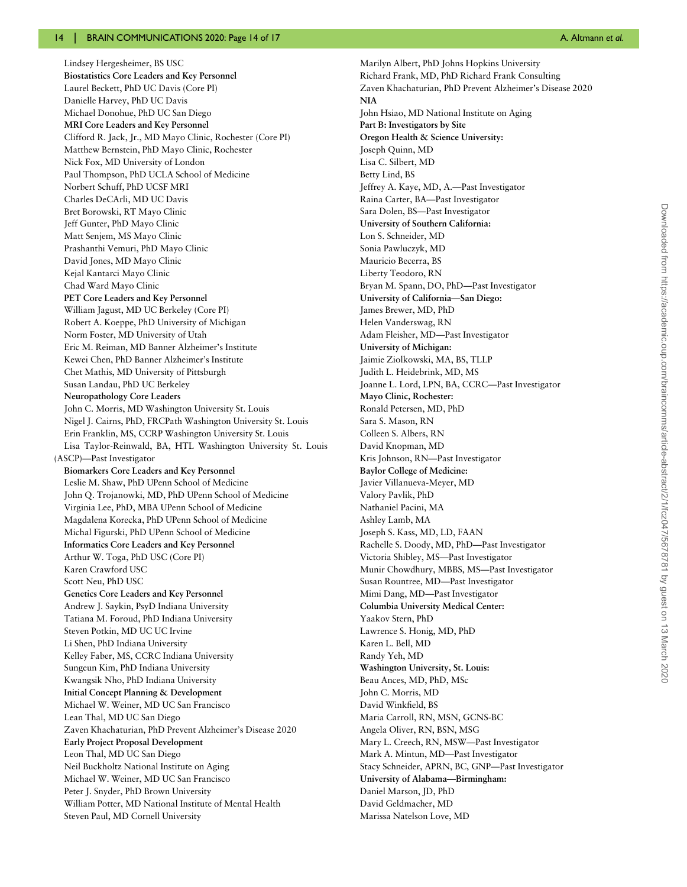Lindsey Hergesheimer, BS USC

**Biostatistics Core Leaders and Key Personnel**

Laurel Beckett, PhD UC Davis (Core PI)

Danielle Harvey, PhD UC Davis

Michael Donohue, PhD UC San Diego

**MRI Core Leaders and Key Personnel**

Clifford R. Jack, Jr., MD Mayo Clinic, Rochester (Core PI)

Matthew Bernstein, PhD Mayo Clinic, Rochester

Nick Fox, MD University of London

Paul Thompson, PhD UCLA School of Medicine

Norbert Schuff, PhD UCSF MRI

Charles DeCArli, MD UC Davis

Bret Borowski, RT Mayo Clinic

Jeff Gunter, PhD Mayo Clinic

Matt Senjem, MS Mayo Clinic

Prashanthi Vemuri, PhD Mayo Clinic

David Jones, MD Mayo Clinic

Kejal Kantarci Mayo Clinic

Chad Ward Mayo Clinic

**PET Core Leaders and Key Personnel**

William Jagust, MD UC Berkeley (Core PI)

Robert A. Koeppe, PhD University of Michigan

Norm Foster, MD University of Utah

Eric M. Reiman, MD Banner Alzheimer's Institute

Kewei Chen, PhD Banner Alzheimer's Institute

Chet Mathis, MD University of Pittsburgh

Susan Landau, PhD UC Berkeley

**Neuropathology Core Leaders**

John C. Morris, MD Washington University St. Louis

Nigel J. Cairns, PhD, FRCPath Washington University St. Louis

Erin Franklin, MS, CCRP Washington University St. Louis

Lisa Taylor-Reinwald, BA, HTL Washington University St. Louis (ASCP)—Past Investigator

**Biomarkers Core Leaders and Key Personnel**

Leslie M. Shaw, PhD UPenn School of Medicine

John Q. Trojanowki, MD, PhD UPenn School of Medicine

Virginia Lee, PhD, MBA UPenn School of Medicine

Magdalena Korecka, PhD UPenn School of Medicine

Michal Figurski, PhD UPenn School of Medicine

**Informatics Core Leaders and Key Personnel**

Arthur W. Toga, PhD USC (Core PI)

Karen Crawford USC

Scott Neu, PhD USC

**Genetics Core Leaders and Key Personnel**

Andrew J. Saykin, PsyD Indiana University

Tatiana M. Foroud, PhD Indiana University

Steven Potkin, MD UC UC Irvine

Li Shen, PhD Indiana University

Kelley Faber, MS, CCRC Indiana University

Sungeun Kim, PhD Indiana University

Kwangsik Nho, PhD Indiana University

**Initial Concept Planning & Development**

Michael W. Weiner, MD UC San Francisco

Lean Thal, MD UC San Diego

Zaven Khachaturian, PhD Prevent Alzheimer's Disease 2020

**Early Project Proposal Development**

Leon Thal, MD UC San Diego

Neil Buckholtz National Institute on Aging

Michael W. Weiner, MD UC San Francisco

Peter J. Snyder, PhD Brown University

William Potter, MD National Institute of Mental Health

Steven Paul, MD Cornell University

Marilyn Albert, PhD Johns Hopkins University

Richard Frank, MD, PhD Richard Frank Consulting

Zaven Khachaturian, PhD Prevent Alzheimer's Disease 2020

**NIA**

John Hsiao, MD National Institute on Aging

**Part B: Investigators by Site**

**Oregon Health & Science University:**

Joseph Quinn, MD

Lisa C. Silbert, MD

Betty Lind, BS

Jeffrey A. Kaye, MD, A.—Past Investigator

Raina Carter, BA—Past Investigator

Sara Dolen, BS—Past Investigator

**University of Southern California:**

Lon S. Schneider, MD

Sonia Pawluczyk, MD

Mauricio Becerra, BS

Liberty Teodoro, RN

Bryan M. Spann, DO, PhD—Past Investigator

**University of California—San Diego:**

James Brewer, MD, PhD

Helen Vanderswag, RN

Adam Fleisher, MD—Past Investigator

**University of Michigan:**

Jaimie Ziolkowski, MA, BS, TLLP

Judith L. Heidebrink, MD, MS

Joanne L. Lord, LPN, BA, CCRC—Past Investigator

**Mayo Clinic, Rochester:**

Ronald Petersen, MD, PhD

Sara S. Mason, RN

Colleen S. Albers, RN

David Knopman, MD

Kris Johnson, RN—Past Investigator

**Baylor College of Medicine:**

Javier Villanueva-Meyer, MD

Valory Pavlik, PhD

Nathaniel Pacini, MA

Ashley Lamb, MA

Joseph S. Kass, MD, LD, FAAN

Rachelle S. Doody, MD, PhD—Past Investigator

Victoria Shibley, MS—Past Investigator

Munir Chowdhury, MBBS, MS—Past Investigator

Susan Rountree, MD—Past Investigator

Mimi Dang, MD—Past Investigator

**Columbia University Medical Center:**

Yaakov Stern, PhD

Lawrence S. Honig, MD, PhD

Karen L. Bell, MD

Randy Yeh, MD

**Washington University, St. Louis:**

Beau Ances, MD, PhD, MSc

John C. Morris, MD

David Winkfield, BS

Maria Carroll, RN, MSN, GCNS-BC

Angela Oliver, RN, BSN, MSG

Mary L. Creech, RN, MSW—Past Investigator

Mark A. Mintun, MD—Past Investigator

Stacy Schneider, APRN, BC, GNP—Past Investigator

**University of Alabama—Birmingham:**

Daniel Marson, JD, PhD

David Geldmacher, MD

Marissa Natelson Love, MD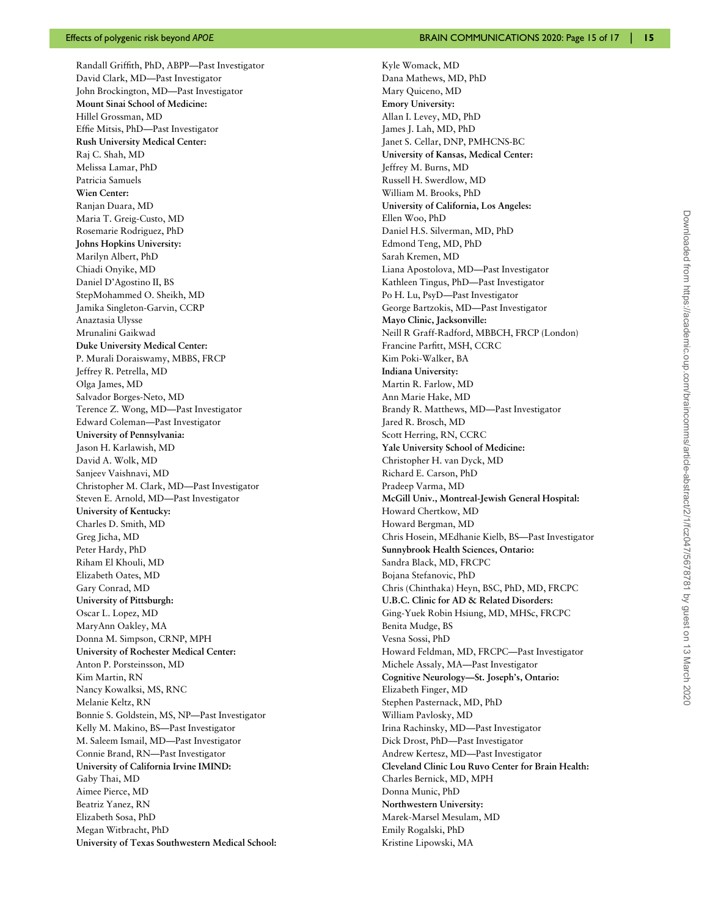Randall Griffith, PhD, ABPP—Past Investigator
David Clark, MD—Past Investigator
John Brockington, MD—Past Investigator
**Mount Sinai School of Medicine:**
Hillel Grossman, MD
Effie Mitsis, PhD—Past Investigator
**Rush University Medical Center:**
Raj C. Shah, MD
Melissa Lamar, PhD
Patricia Samuels
**Wien Center:**
Ranjan Duara, MD
Maria T. Greig-Custo, MD
Rosemarie Rodriguez, PhD
**Johns Hopkins University:**
Marilyn Albert, PhD
Chiadi Onyike, MD
Daniel D'Agostino II, BS
StepMohammed O. Sheikh, MD
Jamika Singleton-Garvin, CCRP
Anaztasia Ulysse
Mrunalini Gaikwad
**Duke University Medical Center:**
P. Murali Doraiswamy, MBBS, FRCP
Jeffrey R. Petrella, MD
Olga James, MD
Salvador Borges-Neto, MD
Terence Z. Wong, MD—Past Investigator
Edward Coleman—Past Investigator
**University of Pennsylvania:**
Jason H. Karlawish, MD
David A. Wolk, MD
Sanjeev Vaishnavi, MD
Christopher M. Clark, MD—Past Investigator
Steven E. Arnold, MD—Past Investigator
**University of Kentucky:**
Charles D. Smith, MD
Greg Jicha, MD
Peter Hardy, PhD
Riham El Khouli, MD
Elizabeth Oates, MD
Gary Conrad, MD
**University of Pittsburgh:**
Oscar L. Lopez, MD
MaryAnn Oakley, MA
Donna M. Simpson, CRNP, MPH
**University of Rochester Medical Center:**
Anton P. Porsteinsson, MD
Kim Martin, RN
Nancy Kowalksi, MS, RNC
Melanie Keltz, RN
Bonnie S. Goldstein, MS, NP—Past Investigator
Kelly M. Makino, BS—Past Investigator
M. Saleem Ismail, MD—Past Investigator
Connie Brand, RN—Past Investigator
**University of California Irvine IMIND:**
Gaby Thai, MD
Aimee Pierce, MD
Beatriz Yanez, RN
Elizabeth Sosa, PhD
Megan Witbracht, PhD
**University of Texas Southwestern Medical School:**
Kyle Womack, MD
Dana Mathews, MD, PhD
Mary Quiceno, MD
**Emory University:**
Allan I. Levey, MD, PhD
James J. Lah, MD, PhD
Janet S. Cellar, DNP, PMHCNS-BC
**University of Kansas, Medical Center:**
Jeffrey M. Burns, MD
Russell H. Swerdlow, MD
William M. Brooks, PhD
**University of California, Los Angeles:**
Ellen Woo, PhD
Daniel H.S. Silverman, MD, PhD
Edmond Teng, MD, PhD
Sarah Kremen, MD
Liana Apostolova, MD—Past Investigator
Kathleen Tingus, PhD—Past Investigator
Po H. Lu, PsyD—Past Investigator
George Bartzokis, MD—Past Investigator
**Mayo Clinic, Jacksonville:**
Neill R Graff-Radford, MBBCH, FRCP (London)
Francine Parfitt, MSH, CCRC
Kim Poki-Walker, BA
**Indiana University:**
Martin R. Farlow, MD
Ann Marie Hake, MD
Brandy R. Matthews, MD—Past Investigator
Jared R. Brosch, MD
Scott Herring, RN, CCRC
**Yale University School of Medicine:**
Christopher H. van Dyck, MD
Richard E. Carson, PhD
Pradeep Varma, MD
**McGill Univ., Montreal-Jewish General Hospital:**
Howard Chertkow, MD
Howard Bergman, MD
Chris Hosein, MEdhanie Kielb, BS—Past Investigator
**Sunnybrook Health Sciences, Ontario:**
Sandra Black, MD, FRCPC
Bojana Stefanovic, PhD
Chris (Chinthaka) Heyn, BSC, PhD, MD, FRCPC
**U.B.C. Clinic for AD & Related Disorders:**
Ging-Yuek Robin Hsiung, MD, MHSc, FRCPC
Benita Mudge, BS
Vesna Sossi, PhD
Howard Feldman, MD, FRCPC—Past Investigator
Michele Assaly, MA—Past Investigator
**Cognitive Neurology—St. Joseph's, Ontario:**
Elizabeth Finger, MD
Stephen Pasternack, MD, PhD
William Pavlosky, MD
Irina Rachinsky, MD—Past Investigator
Dick Drost, PhD—Past Investigator
Andrew Kertesz, MD—Past Investigator
**Cleveland Clinic Lou Ruvo Center for Brain Health:**
Charles Bernick, MD, MPH
Donna Munic, PhD
**Northwestern University:**
Marek-Marsel Mesulam, MD
Emily Rogalski, PhD
Kristine Lipowski, MA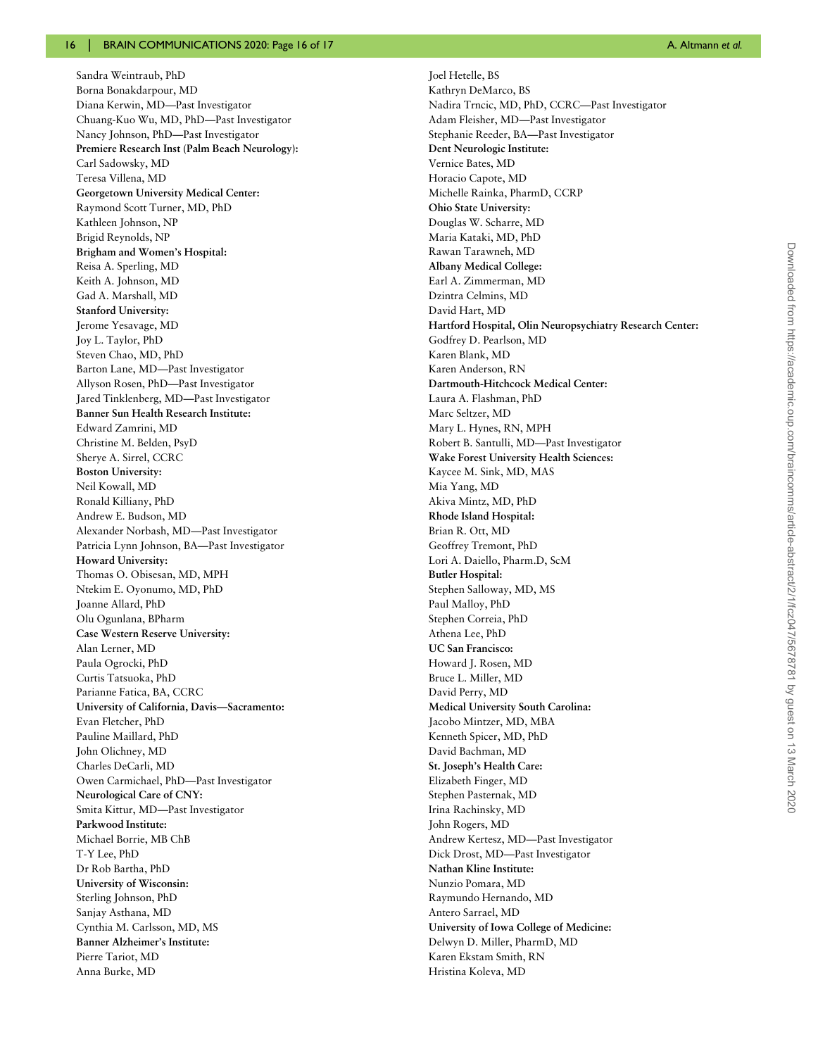Sandra Weintraub, PhD
Borna Bonakdarpour, MD
Diana Kerwin, MD—Past Investigator
Chuang-Kuo Wu, MD, PhD—Past Investigator
Nancy Johnson, PhD—Past Investigator

**Premiere Research Inst (Palm Beach Neurology):**
Carl Sadowsky, MD
Teresa Villena, MD

**Georgetown University Medical Center:**
Raymond Scott Turner, MD, PhD
Kathleen Johnson, NP
Brigid Reynolds, NP

**Brigham and Women's Hospital:**
Reisa A. Sperling, MD
Keith A. Johnson, MD
Gad A. Marshall, MD

**Stanford University:**
Jerome Yesavage, MD
Joy L. Taylor, PhD
Steven Chao, MD, PhD
Barton Lane, MD—Past Investigator
Allyson Rosen, PhD—Past Investigator
Jared Tinklenberg, MD—Past Investigator

**Banner Sun Health Research Institute:**
Edward Zamrini, MD
Christine M. Belden, PsyD
Sherye A. Sirrel, CCRC

**Boston University:**
Neil Kowall, MD
Ronald Killiany, PhD
Andrew E. Budson, MD
Alexander Norbash, MD—Past Investigator
Patricia Lynn Johnson, BA—Past Investigator

**Howard University:**
Thomas O. Obisesan, MD, MPH
Ntekim E. Oyonumo, MD, PhD
Joanne Allard, PhD
Olu Ogunlana, BPharm

**Case Western Reserve University:**
Alan Lerner, MD
Paula Ogrocki, PhD
Curtis Tatsuoka, PhD
Parianne Fatica, BA, CCRC

**University of California, Davis—Sacramento:**
Evan Fletcher, PhD
Pauline Maillard, PhD
John Olichney, MD
Charles DeCarli, MD
Owen Carmichael, PhD—Past Investigator

**Neurological Care of CNY:**
Smita Kittur, MD—Past Investigator

**Parkwood Institute:**
Michael Borrie, MB ChB
T-Y Lee, PhD
Dr Rob Bartha, PhD

**University of Wisconsin:**
Sterling Johnson, PhD
Sanjay Asthana, MD
Cynthia M. Carlsson, MD, MS

**Banner Alzheimer's Institute:**
Pierre Tariot, MD
Anna Burke, MD
Joel Hetelle, BS
Kathryn DeMarco, BS
Nadira Trncic, MD, PhD, CCRC—Past Investigator
Adam Fleisher, MD—Past Investigator
Stephanie Reeder, BA—Past Investigator

**Dent Neurologic Institute:**
Vernice Bates, MD
Horacio Capote, MD
Michelle Rainka, PharmD, CCRP

**Ohio State University:**
Douglas W. Scharre, MD
Maria Kataki, MD, PhD
Rawan Tarawneh, MD

**Albany Medical College:**
Earl A. Zimmerman, MD
Dzintra Celmins, MD
David Hart, MD

**Hartford Hospital, Olin Neuropsychiatry Research Center:**
Godfrey D. Pearlson, MD
Karen Blank, MD
Karen Anderson, RN

**Dartmouth-Hitchcock Medical Center:**
Laura A. Flashman, PhD
Marc Seltzer, MD
Mary L. Hynes, RN, MPH
Robert B. Santulli, MD—Past Investigator

**Wake Forest University Health Sciences:**
Kaycee M. Sink, MD, MAS
Mia Yang, MD
Akiva Mintz, MD, PhD

**Rhode Island Hospital:**
Brian R. Ott, MD
Geoffrey Tremont, PhD
Lori A. Daiello, Pharm.D, ScM

**Butler Hospital:**
Stephen Salloway, MD, MS
Paul Malloy, PhD
Stephen Correia, PhD
Athena Lee, PhD

**UC San Francisco:**
Howard J. Rosen, MD
Bruce L. Miller, MD
David Perry, MD

**Medical University South Carolina:**
Jacobo Mintzer, MD, MBA
Kenneth Spicer, MD, PhD
David Bachman, MD

**St. Joseph's Health Care:**
Elizabeth Finger, MD
Stephen Pasternak, MD
Irina Rachinsky, MD
John Rogers, MD
Andrew Kertesz, MD—Past Investigator
Dick Drost, MD—Past Investigator

**Nathan Kline Institute:**
Nunzio Pomara, MD
Raymundo Hernando, MD
Antero Sarrael, MD

**University of Iowa College of Medicine:**
Delwyn D. Miller, PharmD, MD
Karen Ekstam Smith, RN
Hristina Koleva, MD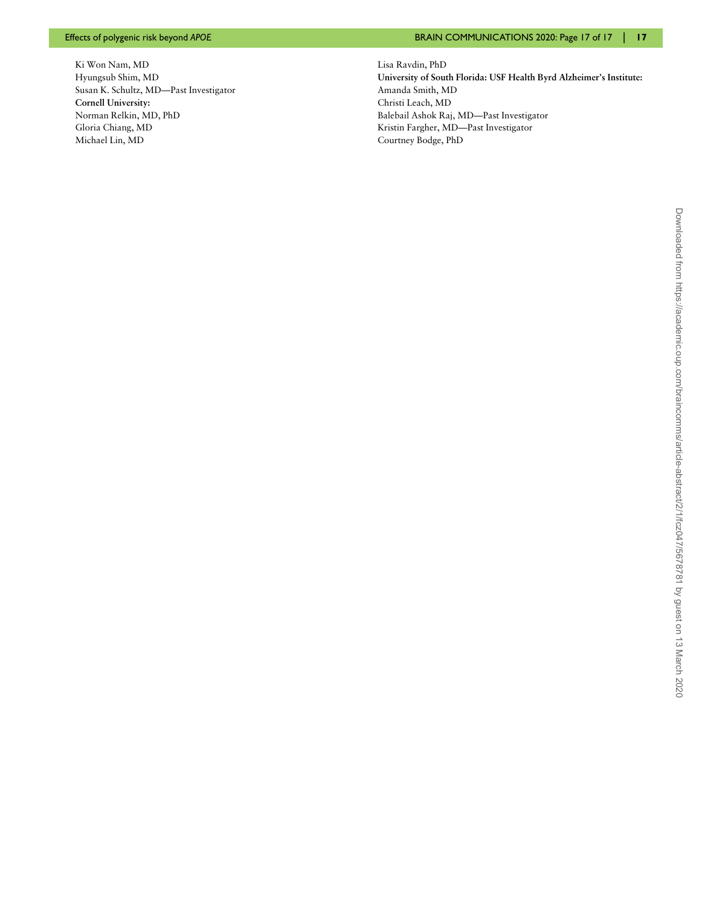Ki Won Nam, MD
Hyungsub Shim, MD
Susan K. Schultz, MD—Past Investigator
**Cornell University:**
Norman Relkin, MD, PhD
Gloria Chiang, MD
Michael Lin, MD
Lisa Ravdin, PhD
**University of South Florida: USF Health Byrd Alzheimer's Institute:**
Amanda Smith, MD
Christi Leach, MD
Balebail Ashok Raj, MD—Past Investigator
Kristin Fargher, MD—Past Investigator
Courtney Bodge, PhD